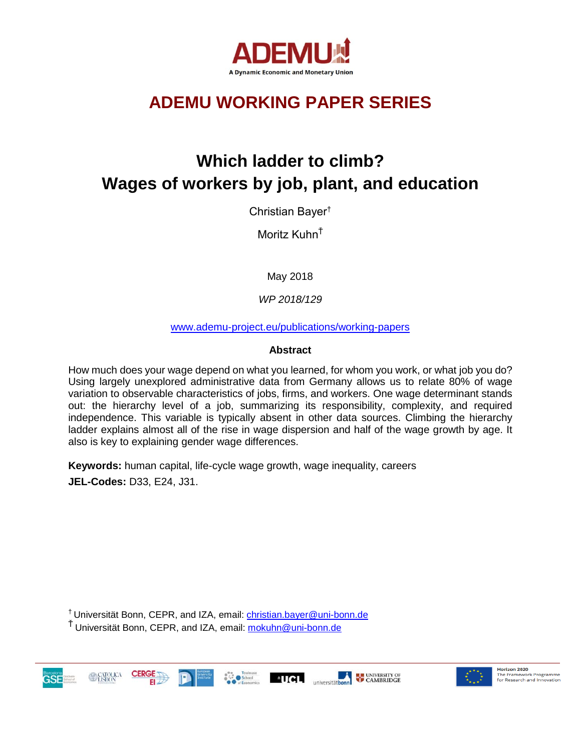ADEMU

A Dynamic Economic and Monetary Union

# ADEMU WORKING PAPER SERIES

## Which ladder to climb? Wages of workers by job, plant, and education

Christian Bayer[†]

Moritz Kuhn[Ŧ]

May 2018

*WP 2018/129*

www.ademu-project.eu/publications/working-papers

**Abstract**

How much does your wage depend on what you learned, for whom you work, or what job you do? Using largely unexplored administrative data from Germany allows us to relate 80% of wage variation to observable characteristics of jobs, firms, and workers. One wage determinant stands out: the hierarchy level of a job, summarizing its responsibility, complexity, and required independence. This variable is typically absent in other data sources. Climbing the hierarchy ladder explains almost all of the rise in wage dispersion and half of the wage growth by age. It also is key to explaining gender wage differences.

**Keywords:** human capital, life-cycle wage growth, wage inequality, careers

**JEL-Codes:** D33, E24, J31.

[†] Universität Bonn, CEPR, and IZA, email: christian.bayer@uni-bonn.de

[Ŧ] Universität Bonn, CEPR, and IZA, email: mokuhn@uni-bonn.de

Horizon 2020 The Framework Programme for Research and Innovation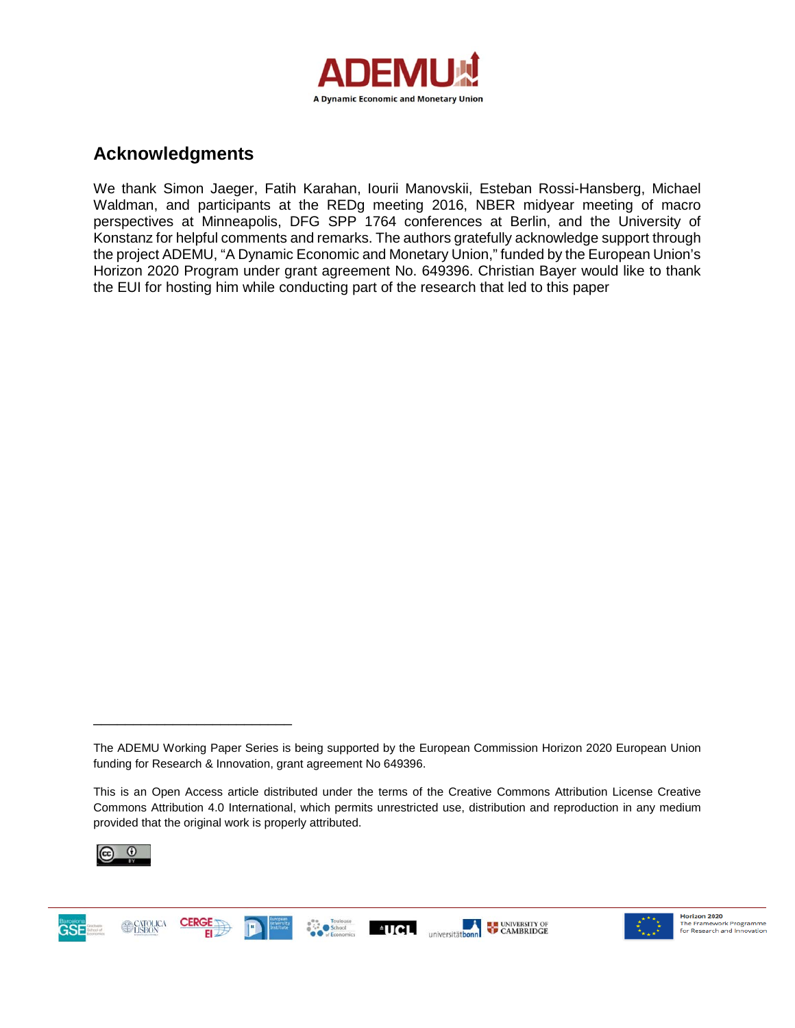## Acknowledgments

We thank Simon Jaeger, Fatih Karahan, Iourii Manovskii, Esteban Rossi-Hansberg, Michael Waldman, and participants at the REDg meeting 2016, NBER midyear meeting of macro perspectives at Minneapolis, DFG SPP 1764 conferences at Berlin, and the University of Konstanz for helpful comments and remarks. The authors gratefully acknowledge support through the project ADEMU, "A Dynamic Economic and Monetary Union," funded by the European Union's Horizon 2020 Program under grant agreement No. 649396. Christian Bayer would like to thank the EUI for hosting him while conducting part of the research that led to this paper

---

The ADEMU Working Paper Series is being supported by the European Commission Horizon 2020 European Union funding for Research & Innovation, grant agreement No 649396.

This is an Open Access article distributed under the terms of the Creative Commons Attribution License Creative Commons Attribution 4.0 International, which permits unrestricted use, distribution and reproduction in any medium provided that the original work is properly attributed.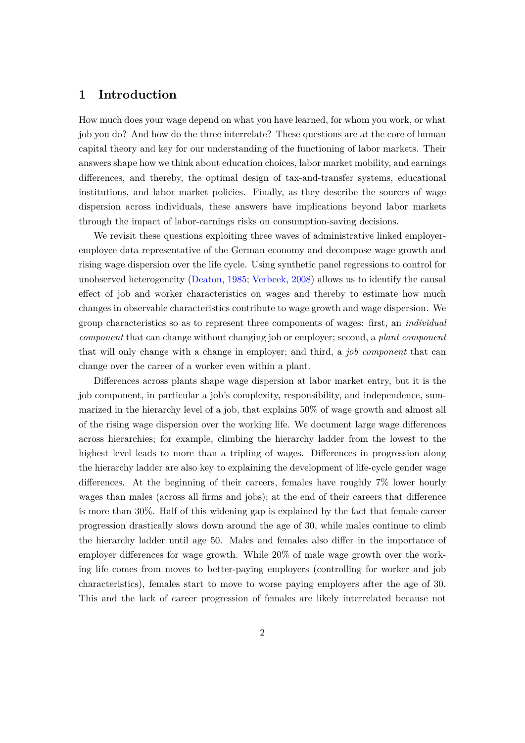# 1 Introduction

How much does your wage depend on what you have learned, for whom you work, or what job you do? And how do the three interrelate? These questions are at the core of human capital theory and key for our understanding of the functioning of labor markets. Their answers shape how we think about education choices, labor market mobility, and earnings differences, and thereby, the optimal design of tax-and-transfer systems, educational institutions, and labor market policies. Finally, as they describe the sources of wage dispersion across individuals, these answers have implications beyond labor markets through the impact of labor-earnings risks on consumption-saving decisions.

We revisit these questions exploiting three waves of administrative linked employer-employee data representative of the German economy and decompose wage growth and rising wage dispersion over the life cycle. Using synthetic panel regressions to control for unobserved heterogeneity (Deaton, 1985; Verbeek, 2008) allows us to identify the causal effect of job and worker characteristics on wages and thereby to estimate how much changes in observable characteristics contribute to wage growth and wage dispersion. We group characteristics so as to represent three components of wages: first, an *individual component* that can change without changing job or employer; second, a *plant component* that will only change with a change in employer; and third, a *job component* that can change over the career of a worker even within a plant.

Differences across plants shape wage dispersion at labor market entry, but it is the job component, in particular a job's complexity, responsibility, and independence, summarized in the hierarchy level of a job, that explains 50% of wage growth and almost all of the rising wage dispersion over the working life. We document large wage differences across hierarchies; for example, climbing the hierarchy ladder from the lowest to the highest level leads to more than a tripling of wages. Differences in progression along the hierarchy ladder are also key to explaining the development of life-cycle gender wage differences. At the beginning of their careers, females have roughly 7% lower hourly wages than males (across all firms and jobs); at the end of their careers that difference is more than 30%. Half of this widening gap is explained by the fact that female career progression drastically slows down around the age of 30, while males continue to climb the hierarchy ladder until age 50. Males and females also differ in the importance of employer differences for wage growth. While 20% of male wage growth over the working life comes from moves to better-paying employers (controlling for worker and job characteristics), females start to move to worse paying employers after the age of 30. This and the lack of career progression of females are likely interrelated because not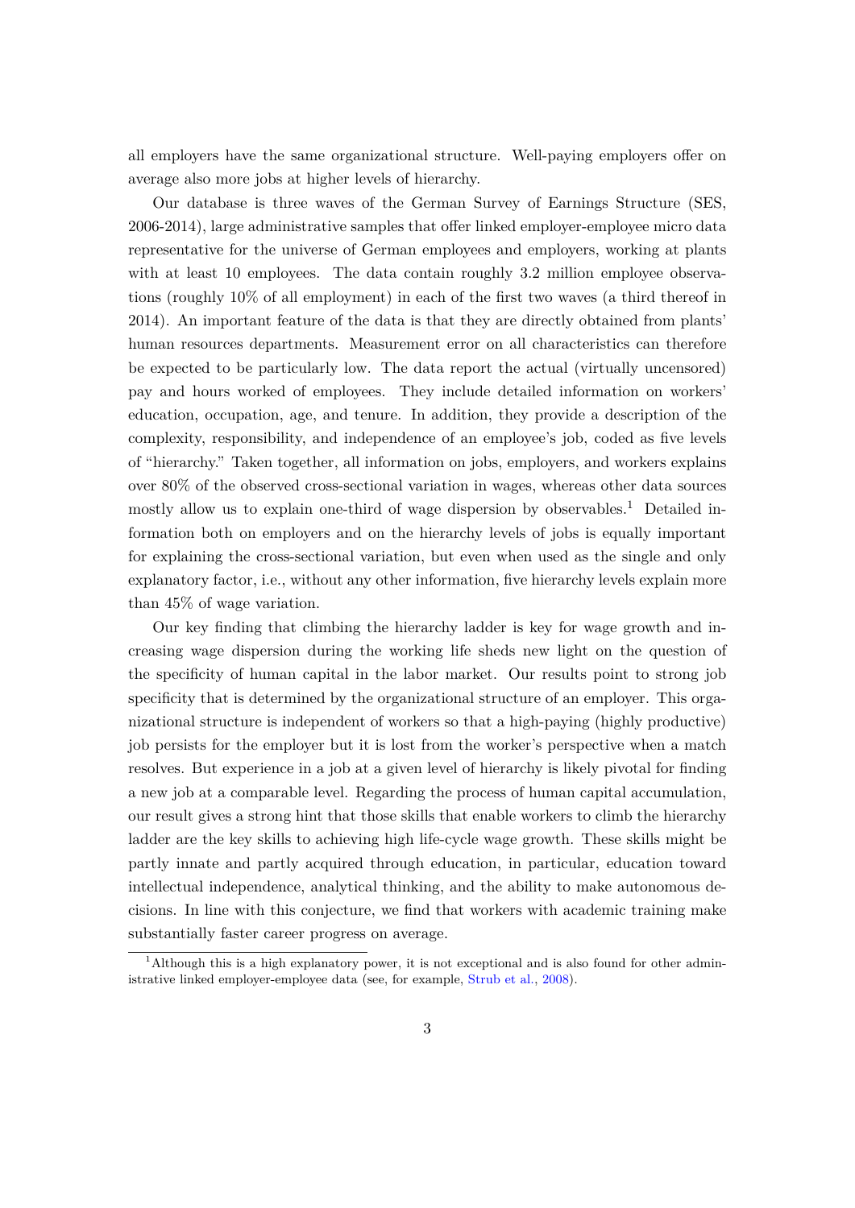all employers have the same organizational structure. Well-paying employers offer on average also more jobs at higher levels of hierarchy.

Our database is three waves of the German Survey of Earnings Structure (SES, 2006-2014), large administrative samples that offer linked employer-employee micro data representative for the universe of German employees and employers, working at plants with at least 10 employees. The data contain roughly 3.2 million employee observations (roughly 10% of all employment) in each of the first two waves (a third thereof in 2014). An important feature of the data is that they are directly obtained from plants' human resources departments. Measurement error on all characteristics can therefore be expected to be particularly low. The data report the actual (virtually uncensored) pay and hours worked of employees. They include detailed information on workers' education, occupation, age, and tenure. In addition, they provide a description of the complexity, responsibility, and independence of an employee's job, coded as five levels of "hierarchy." Taken together, all information on jobs, employers, and workers explains over 80% of the observed cross-sectional variation in wages, whereas other data sources mostly allow us to explain one-third of wage dispersion by observables.[1] Detailed information both on employers and on the hierarchy levels of jobs is equally important for explaining the cross-sectional variation, but even when used as the single and only explanatory factor, i.e., without any other information, five hierarchy levels explain more than 45% of wage variation.

Our key finding that climbing the hierarchy ladder is key for wage growth and increasing wage dispersion during the working life sheds new light on the question of the specificity of human capital in the labor market. Our results point to strong job specificity that is determined by the organizational structure of an employer. This organizational structure is independent of workers so that a high-paying (highly productive) job persists for the employer but it is lost from the worker's perspective when a match resolves. But experience in a job at a given level of hierarchy is likely pivotal for finding a new job at a comparable level. Regarding the process of human capital accumulation, our result gives a strong hint that those skills that enable workers to climb the hierarchy ladder are the key skills to achieving high life-cycle wage growth. These skills might be partly innate and partly acquired through education, in particular, education toward intellectual independence, analytical thinking, and the ability to make autonomous decisions. In line with this conjecture, we find that workers with academic training make substantially faster career progress on average.

[1] Although this is a high explanatory power, it is not exceptional and is also found for other administrative linked employer-employee data (see, for example, Strub et al., 2008).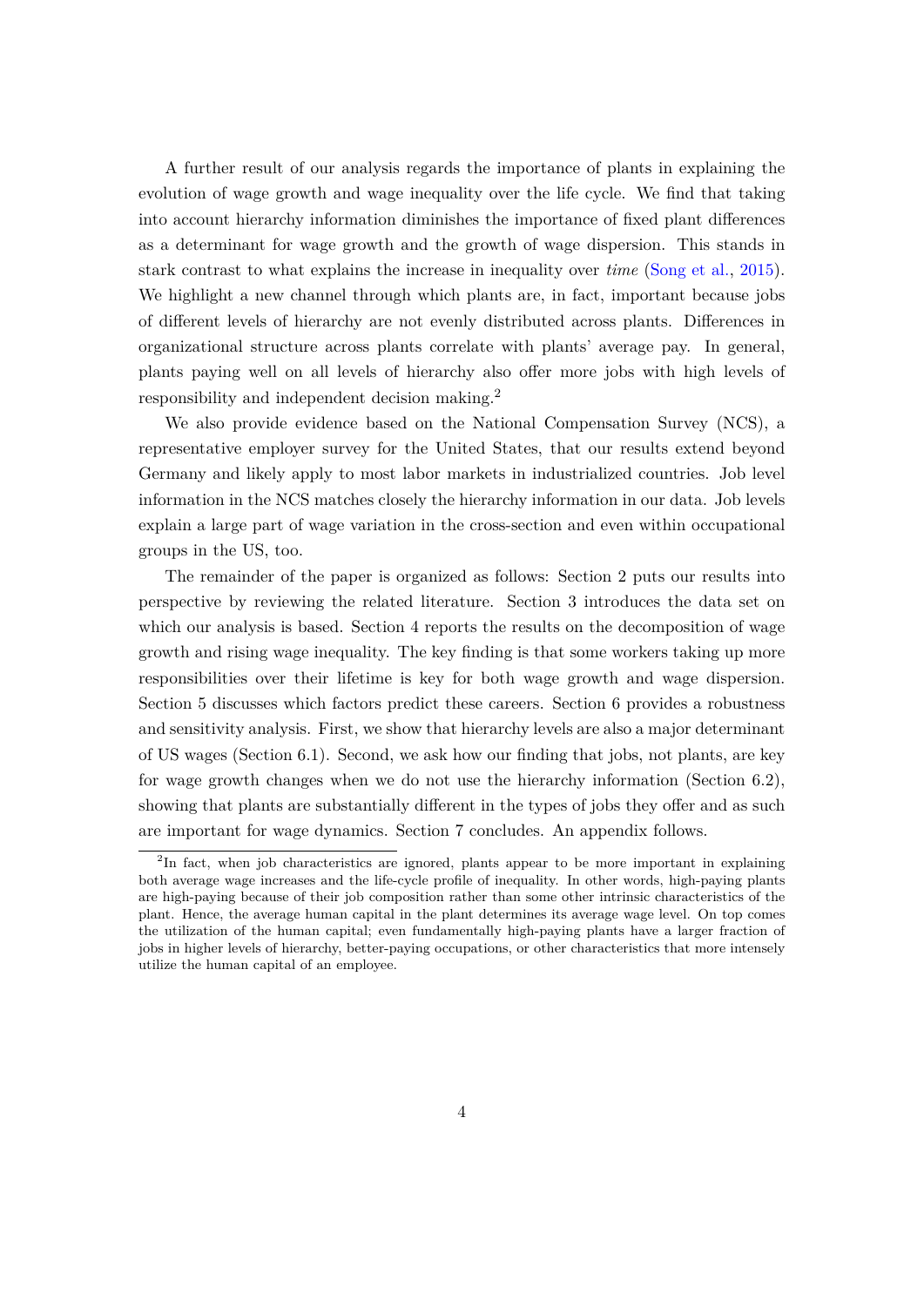A further result of our analysis regards the importance of plants in explaining the evolution of wage growth and wage inequality over the life cycle. We find that taking into account hierarchy information diminishes the importance of fixed plant differences as a determinant for wage growth and the growth of wage dispersion. This stands in stark contrast to what explains the increase in inequality over *time* (Song et al., 2015). We highlight a new channel through which plants are, in fact, important because jobs of different levels of hierarchy are not evenly distributed across plants. Differences in organizational structure across plants correlate with plants' average pay. In general, plants paying well on all levels of hierarchy also offer more jobs with high levels of responsibility and independent decision making.[2]

We also provide evidence based on the National Compensation Survey (NCS), a representative employer survey for the United States, that our results extend beyond Germany and likely apply to most labor markets in industrialized countries. Job level information in the NCS matches closely the hierarchy information in our data. Job levels explain a large part of wage variation in the cross-section and even within occupational groups in the US, too.

The remainder of the paper is organized as follows: Section 2 puts our results into perspective by reviewing the related literature. Section 3 introduces the data set on which our analysis is based. Section 4 reports the results on the decomposition of wage growth and rising wage inequality. The key finding is that some workers taking up more responsibilities over their lifetime is key for both wage growth and wage dispersion. Section 5 discusses which factors predict these careers. Section 6 provides a robustness and sensitivity analysis. First, we show that hierarchy levels are also a major determinant of US wages (Section 6.1). Second, we ask how our finding that jobs, not plants, are key for wage growth changes when we do not use the hierarchy information (Section 6.2), showing that plants are substantially different in the types of jobs they offer and as such are important for wage dynamics. Section 7 concludes. An appendix follows.

[2] In fact, when job characteristics are ignored, plants appear to be more important in explaining both average wage increases and the life-cycle profile of inequality. In other words, high-paying plants are high-paying because of their job composition rather than some other intrinsic characteristics of the plant. Hence, the average human capital in the plant determines its average wage level. On top comes the utilization of the human capital; even fundamentally high-paying plants have a larger fraction of jobs in higher levels of hierarchy, better-paying occupations, or other characteristics that more intensely utilize the human capital of an employee.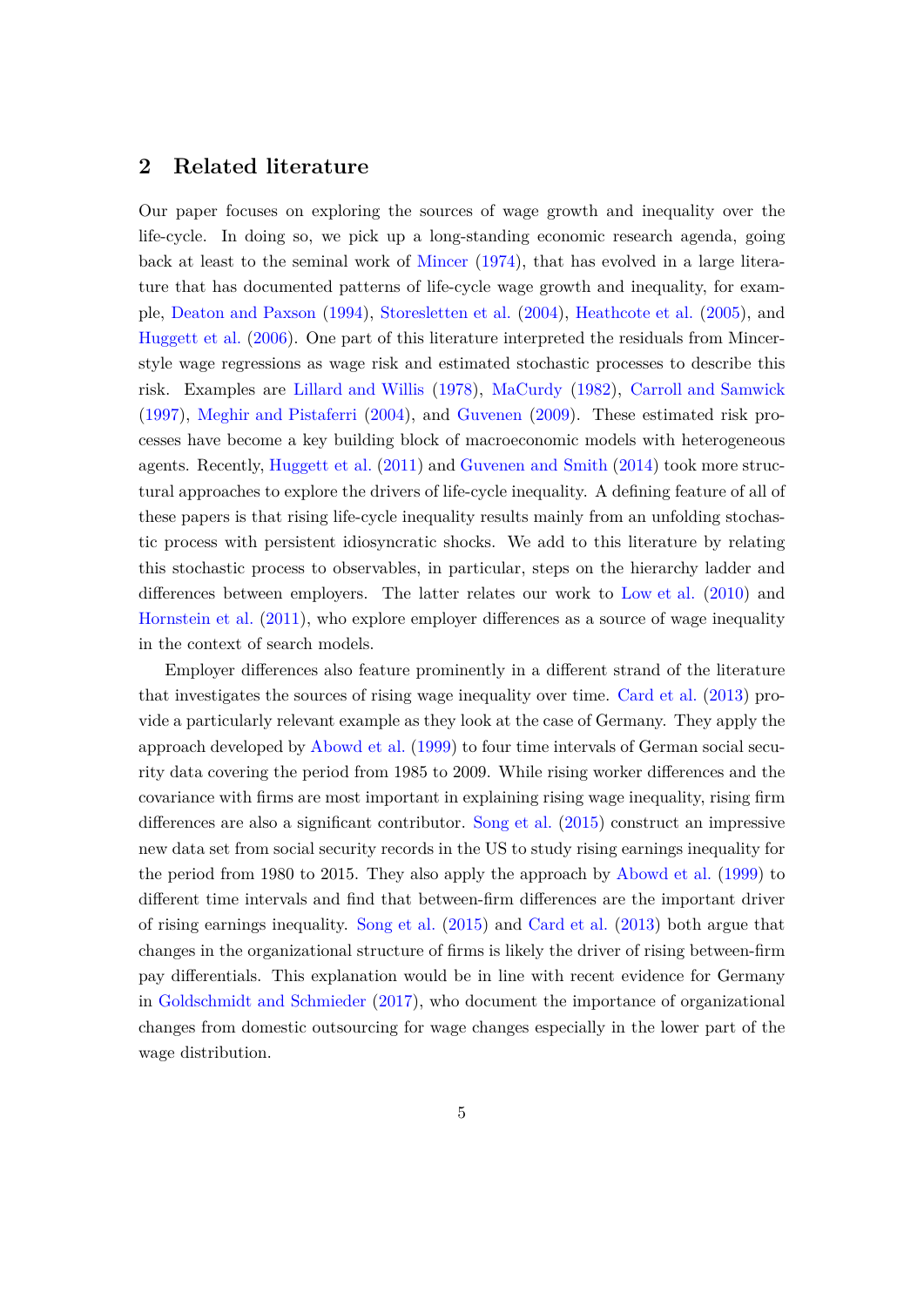## 2 Related literature

Our paper focuses on exploring the sources of wage growth and inequality over the life-cycle. In doing so, we pick up a long-standing economic research agenda, going back at least to the seminal work of Mincer (1974), that has evolved in a large literature that has documented patterns of life-cycle wage growth and inequality, for example, Deaton and Paxson (1994), Storesletten et al. (2004), Heathcote et al. (2005), and Huggett et al. (2006). One part of this literature interpreted the residuals from Mincer-style wage regressions as wage risk and estimated stochastic processes to describe this risk. Examples are Lillard and Willis (1978), MaCurdy (1982), Carroll and Samwick (1997), Meghir and Pistaferri (2004), and Guvenen (2009). These estimated risk processes have become a key building block of macroeconomic models with heterogeneous agents. Recently, Huggett et al. (2011) and Guvenen and Smith (2014) took more structural approaches to explore the drivers of life-cycle inequality. A defining feature of all of these papers is that rising life-cycle inequality results mainly from an unfolding stochastic process with persistent idiosyncratic shocks. We add to this literature by relating this stochastic process to observables, in particular, steps on the hierarchy ladder and differences between employers. The latter relates our work to Low et al. (2010) and Hornstein et al. (2011), who explore employer differences as a source of wage inequality in the context of search models.

Employer differences also feature prominently in a different strand of the literature that investigates the sources of rising wage inequality over time. Card et al. (2013) provide a particularly relevant example as they look at the case of Germany. They apply the approach developed by Abowd et al. (1999) to four time intervals of German social security data covering the period from 1985 to 2009. While rising worker differences and the covariance with firms are most important in explaining rising wage inequality, rising firm differences are also a significant contributor. Song et al. (2015) construct an impressive new data set from social security records in the US to study rising earnings inequality for the period from 1980 to 2015. They also apply the approach by Abowd et al. (1999) to different time intervals and find that between-firm differences are the important driver of rising earnings inequality. Song et al. (2015) and Card et al. (2013) both argue that changes in the organizational structure of firms is likely the driver of rising between-firm pay differentials. This explanation would be in line with recent evidence for Germany in Goldschmidt and Schmieder (2017), who document the importance of organizational changes from domestic outsourcing for wage changes especially in the lower part of the wage distribution.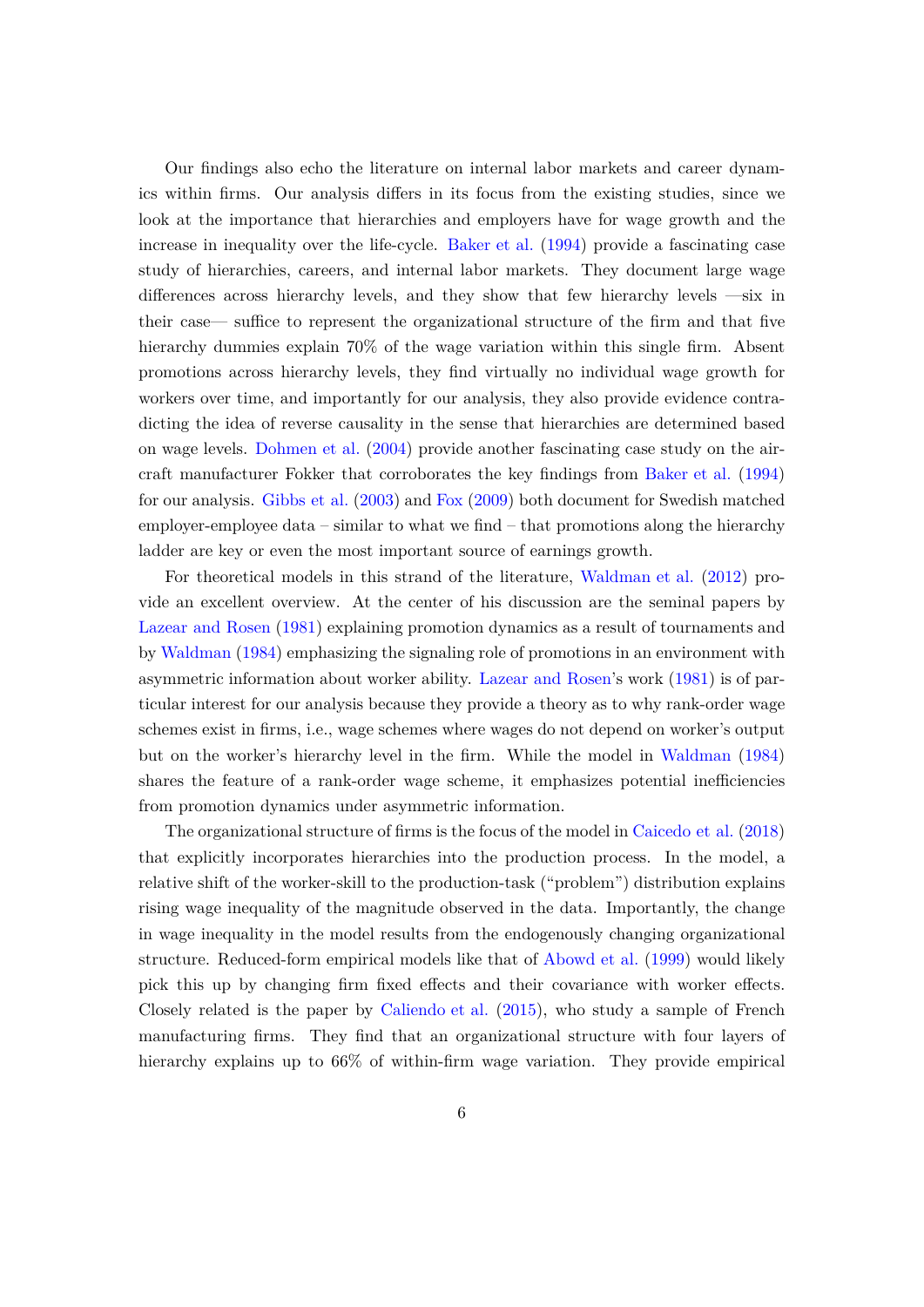Our findings also echo the literature on internal labor markets and career dynamics within firms. Our analysis differs in its focus from the existing studies, since we look at the importance that hierarchies and employers have for wage growth and the increase in inequality over the life-cycle. Baker et al. (1994) provide a fascinating case study of hierarchies, careers, and internal labor markets. They document large wage differences across hierarchy levels, and they show that few hierarchy levels —six in their case— suffice to represent the organizational structure of the firm and that five hierarchy dummies explain 70% of the wage variation within this single firm. Absent promotions across hierarchy levels, they find virtually no individual wage growth for workers over time, and importantly for our analysis, they also provide evidence contradicting the idea of reverse causality in the sense that hierarchies are determined based on wage levels. Dohmen et al. (2004) provide another fascinating case study on the aircraft manufacturer Fokker that corroborates the key findings from Baker et al. (1994) for our analysis. Gibbs et al. (2003) and Fox (2009) both document for Swedish matched employer-employee data – similar to what we find – that promotions along the hierarchy ladder are key or even the most important source of earnings growth.

For theoretical models in this strand of the literature, Waldman et al. (2012) provide an excellent overview. At the center of his discussion are the seminal papers by Lazear and Rosen (1981) explaining promotion dynamics as a result of tournaments and by Waldman (1984) emphasizing the signaling role of promotions in an environment with asymmetric information about worker ability. Lazear and Rosen's work (1981) is of particular interest for our analysis because they provide a theory as to why rank-order wage schemes exist in firms, i.e., wage schemes where wages do not depend on worker's output but on the worker's hierarchy level in the firm. While the model in Waldman (1984) shares the feature of a rank-order wage scheme, it emphasizes potential inefficiencies from promotion dynamics under asymmetric information.

The organizational structure of firms is the focus of the model in Caicedo et al. (2018) that explicitly incorporates hierarchies into the production process. In the model, a relative shift of the worker-skill to the production-task ("problem") distribution explains rising wage inequality of the magnitude observed in the data. Importantly, the change in wage inequality in the model results from the endogenously changing organizational structure. Reduced-form empirical models like that of Abowd et al. (1999) would likely pick this up by changing firm fixed effects and their covariance with worker effects. Closely related is the paper by Caliendo et al. (2015), who study a sample of French manufacturing firms. They find that an organizational structure with four layers of hierarchy explains up to 66% of within-firm wage variation. They provide empirical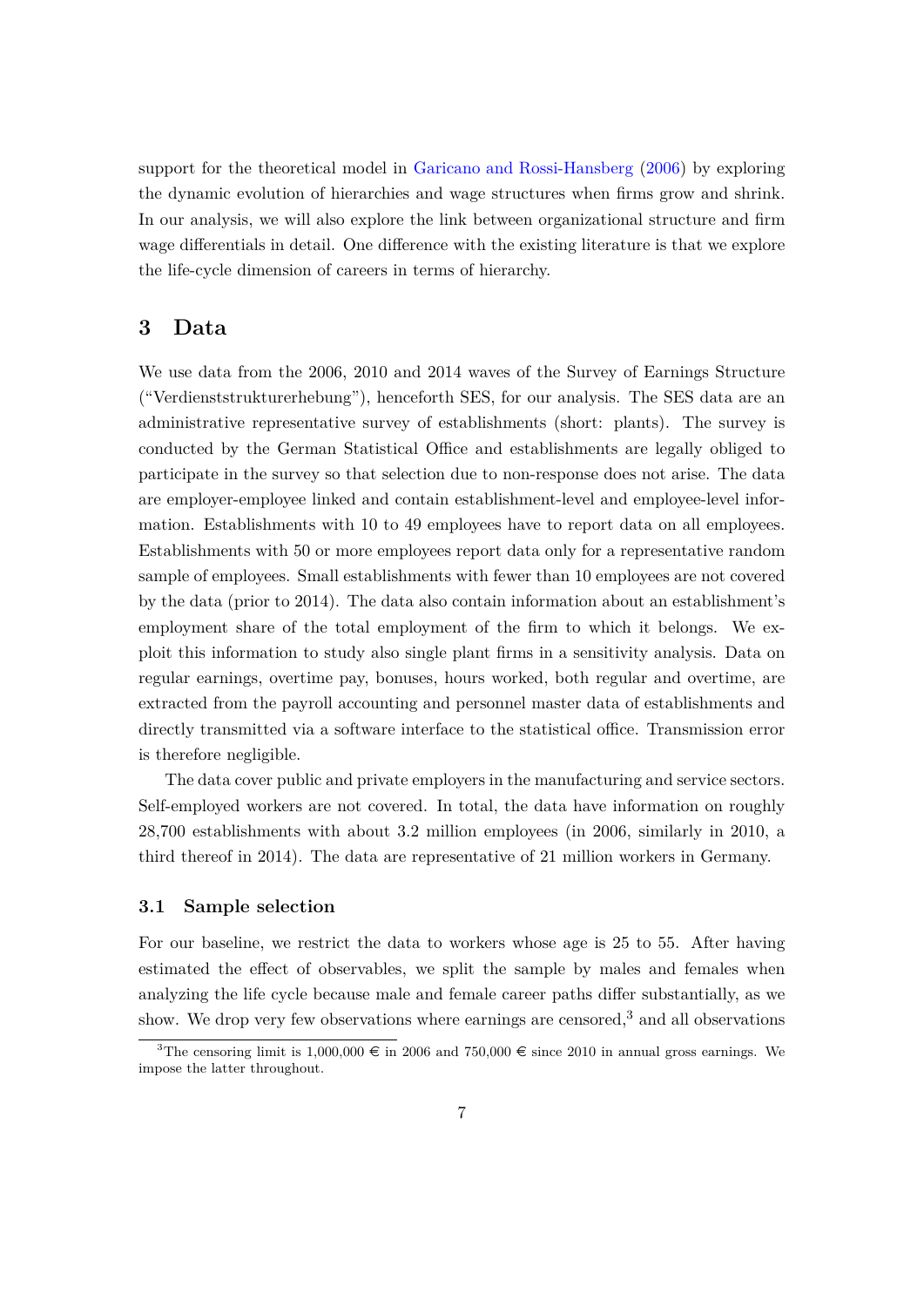support for the theoretical model in Garicano and Rossi-Hansberg (2006) by exploring the dynamic evolution of hierarchies and wage structures when firms grow and shrink. In our analysis, we will also explore the link between organizational structure and firm wage differentials in detail. One difference with the existing literature is that we explore the life-cycle dimension of careers in terms of hierarchy.

## 3 Data

We use data from the 2006, 2010 and 2014 waves of the Survey of Earnings Structure ("Verdienststrukturerhebung"), henceforth SES, for our analysis. The SES data are an administrative representative survey of establishments (short: plants). The survey is conducted by the German Statistical Office and establishments are legally obliged to participate in the survey so that selection due to non-response does not arise. The data are employer-employee linked and contain establishment-level and employee-level information. Establishments with 10 to 49 employees have to report data on all employees. Establishments with 50 or more employees report data only for a representative random sample of employees. Small establishments with fewer than 10 employees are not covered by the data (prior to 2014). The data also contain information about an establishment's employment share of the total employment of the firm to which it belongs. We exploit this information to study also single plant firms in a sensitivity analysis. Data on regular earnings, overtime pay, bonuses, hours worked, both regular and overtime, are extracted from the payroll accounting and personnel master data of establishments and directly transmitted via a software interface to the statistical office. Transmission error is therefore negligible.

The data cover public and private employers in the manufacturing and service sectors. Self-employed workers are not covered. In total, the data have information on roughly 28,700 establishments with about 3.2 million employees (in 2006, similarly in 2010, a third thereof in 2014). The data are representative of 21 million workers in Germany.

### 3.1 Sample selection

For our baseline, we restrict the data to workers whose age is 25 to 55. After having estimated the effect of observables, we split the sample by males and females when analyzing the life cycle because male and female career paths differ substantially, as we show. We drop very few observations where earnings are censored,[3] and all observations

[3] The censoring limit is 1,000,000 € in 2006 and 750,000 € since 2010 in annual gross earnings. We impose the latter throughout.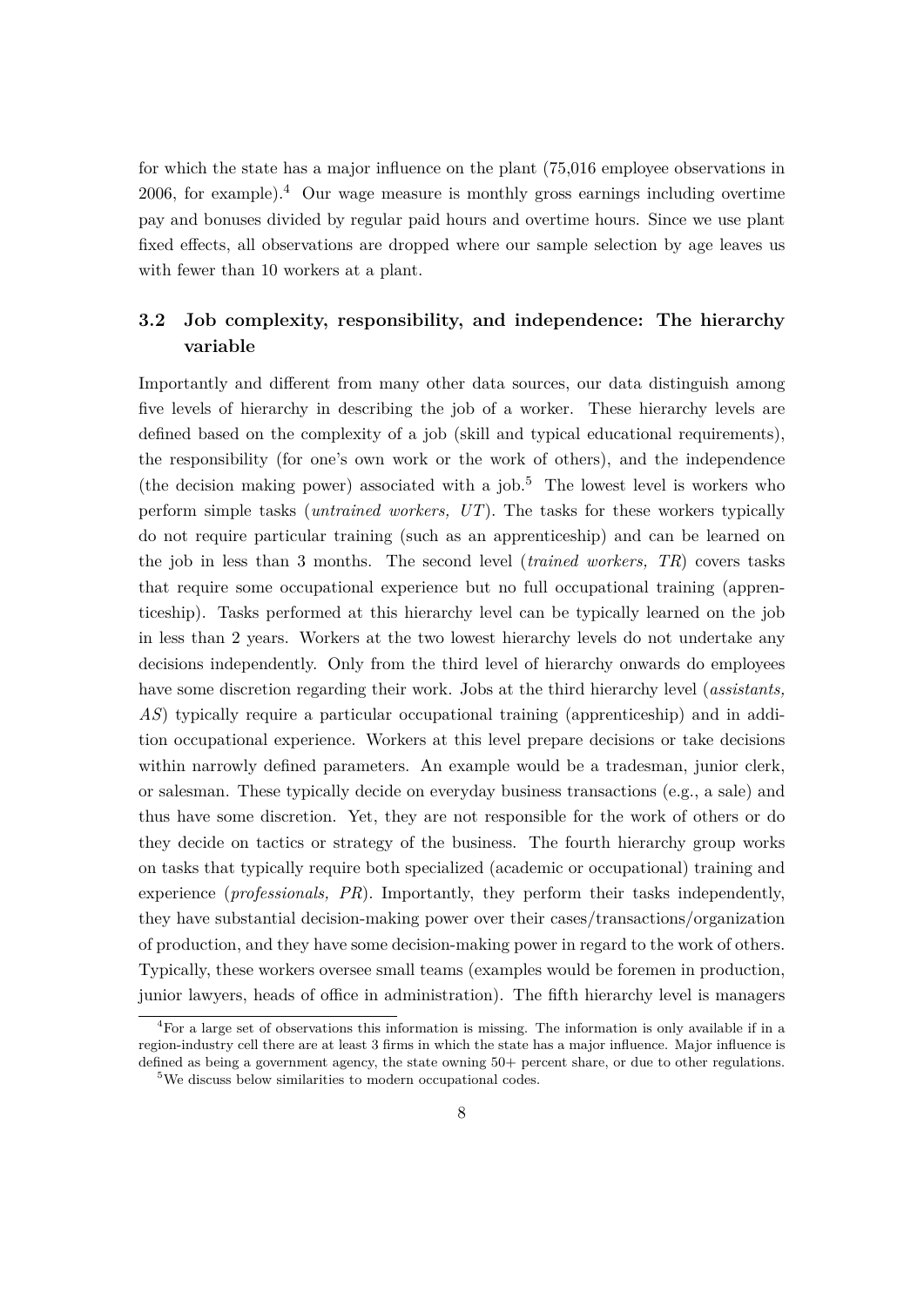for which the state has a major influence on the plant (75,016 employee observations in 2006, for example).[4] Our wage measure is monthly gross earnings including overtime pay and bonuses divided by regular paid hours and overtime hours. Since we use plant fixed effects, all observations are dropped where our sample selection by age leaves us with fewer than 10 workers at a plant.

### 3.2 Job complexity, responsibility, and independence: The hierarchy variable

Importantly and different from many other data sources, our data distinguish among five levels of hierarchy in describing the job of a worker. These hierarchy levels are defined based on the complexity of a job (skill and typical educational requirements), the responsibility (for one's own work or the work of others), and the independence (the decision making power) associated with a job.[5] The lowest level is workers who perform simple tasks (*untrained workers, UT*). The tasks for these workers typically do not require particular training (such as an apprenticeship) and can be learned on the job in less than 3 months. The second level (*trained workers, TR*) covers tasks that require some occupational experience but no full occupational training (apprenticeship). Tasks performed at this hierarchy level can be typically learned on the job in less than 2 years. Workers at the two lowest hierarchy levels do not undertake any decisions independently. Only from the third level of hierarchy onwards do employees have some discretion regarding their work. Jobs at the third hierarchy level (*assistants, AS*) typically require a particular occupational training (apprenticeship) and in addition occupational experience. Workers at this level prepare decisions or take decisions within narrowly defined parameters. An example would be a tradesman, junior clerk, or salesman. These typically decide on everyday business transactions (e.g., a sale) and thus have some discretion. Yet, they are not responsible for the work of others or do they decide on tactics or strategy of the business. The fourth hierarchy group works on tasks that typically require both specialized (academic or occupational) training and experience (*professionals, PR*). Importantly, they perform their tasks independently, they have substantial decision-making power over their cases/transactions/organization of production, and they have some decision-making power in regard to the work of others. Typically, these workers oversee small teams (examples would be foremen in production, junior lawyers, heads of office in administration). The fifth hierarchy level is managers

[4]For a large set of observations this information is missing. The information is only available if in a region-industry cell there are at least 3 firms in which the state has a major influence. Major influence is defined as being a government agency, the state owning 50+ percent share, or due to other regulations.

[5]We discuss below similarities to modern occupational codes.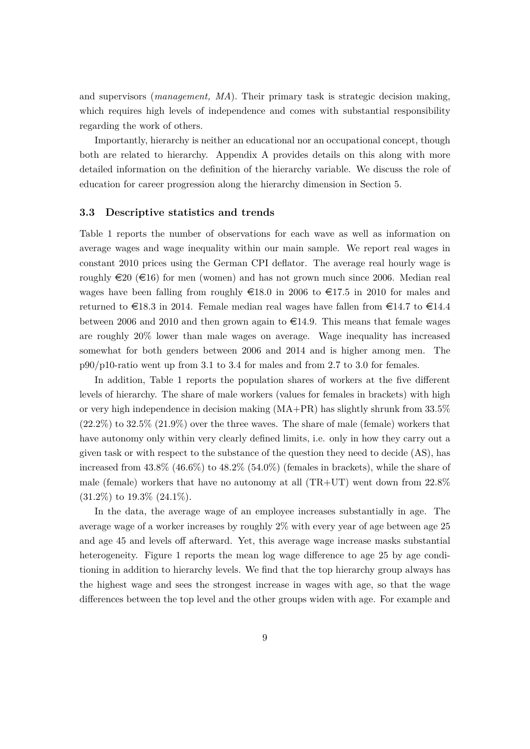and supervisors (*management, MA*). Their primary task is strategic decision making, which requires high levels of independence and comes with substantial responsibility regarding the work of others.

Importantly, hierarchy is neither an educational nor an occupational concept, though both are related to hierarchy. Appendix A provides details on this along with more detailed information on the definition of the hierarchy variable. We discuss the role of education for career progression along the hierarchy dimension in Section 5.

### 3.3 Descriptive statistics and trends

Table 1 reports the number of observations for each wave as well as information on average wages and wage inequality within our main sample. We report real wages in constant 2010 prices using the German CPI deflator. The average real hourly wage is roughly €20 (€16) for men (women) and has not grown much since 2006. Median real wages have been falling from roughly €18.0 in 2006 to €17.5 in 2010 for males and returned to €18.3 in 2014. Female median real wages have fallen from €14.7 to €14.4 between 2006 and 2010 and then grown again to €14.9. This means that female wages are roughly 20% lower than male wages on average. Wage inequality has increased somewhat for both genders between 2006 and 2014 and is higher among men. The p90/p10-ratio went up from 3.1 to 3.4 for males and from 2.7 to 3.0 for females.

In addition, Table 1 reports the population shares of workers at the five different levels of hierarchy. The share of male workers (values for females in brackets) with high or very high independence in decision making (MA+PR) has slightly shrunk from 33.5% (22.2%) to 32.5% (21.9%) over the three waves. The share of male (female) workers that have autonomy only within very clearly defined limits, i.e. only in how they carry out a given task or with respect to the substance of the question they need to decide (AS), has increased from 43.8% (46.6%) to 48.2% (54.0%) (females in brackets), while the share of male (female) workers that have no autonomy at all (TR+UT) went down from 22.8% (31.2%) to 19.3% (24.1%).

In the data, the average wage of an employee increases substantially in age. The average wage of a worker increases by roughly 2% with every year of age between age 25 and age 45 and levels off afterward. Yet, this average wage increase masks substantial heterogeneity. Figure 1 reports the mean log wage difference to age 25 by age conditioning in addition to hierarchy levels. We find that the top hierarchy group always has the highest wage and sees the strongest increase in wages with age, so that the wage differences between the top level and the other groups widen with age. For example and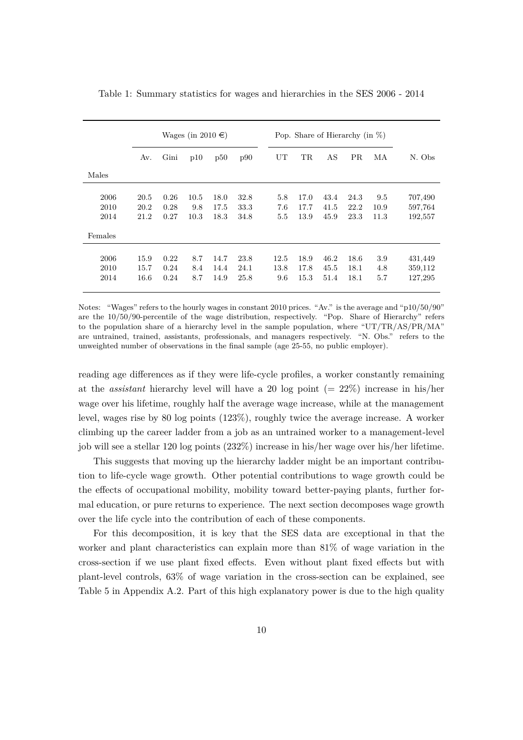Table 1: Summary statistics for wages and hierarchies in the SES 2006 - 2014

| | Wages (in 2010 €) | | | | | Pop. Share of Hierarchy (in %) | | | | | |
|---|---|---|---|---|---|---|---|---|---|---|---|
| | Av. | Gini | p10 | p50 | p90 | UT | TR | AS | PR | MA | N. Obs |
| Males | | | | | | | | | | | |
| 2006 | 20.5 | 0.26 | 10.5 | 18.0 | 32.8 | 5.8 | 17.0 | 43.4 | 24.3 | 9.5 | 707,490 |
| 2010 | 20.2 | 0.28 | 9.8 | 17.5 | 33.3 | 7.6 | 17.7 | 41.5 | 22.2 | 10.9 | 597,764 |
| 2014 | 21.2 | 0.27 | 10.3 | 18.3 | 34.8 | 5.5 | 13.9 | 45.9 | 23.3 | 11.3 | 192,557 |
| Females | | | | | | | | | | | |
| 2006 | 15.9 | 0.22 | 8.7 | 14.7 | 23.8 | 12.5 | 18.9 | 46.2 | 18.6 | 3.9 | 431,449 |
| 2010 | 15.7 | 0.24 | 8.4 | 14.4 | 24.1 | 13.8 | 17.8 | 45.5 | 18.1 | 4.8 | 359,112 |
| 2014 | 16.6 | 0.24 | 8.7 | 14.9 | 25.8 | 9.6 | 15.3 | 51.4 | 18.1 | 5.7 | 127,295 |

Notes: "Wages" refers to the hourly wages in constant 2010 prices. "Av." is the average and "p10/50/90" are the 10/50/90-percentile of the wage distribution, respectively. "Pop. Share of Hierarchy" refers to the population share of a hierarchy level in the sample population, where "UT/TR/AS/PR/MA" are untrained, trained, assistants, professionals, and managers respectively. "N. Obs." refers to the unweighted number of observations in the final sample (age 25-55, no public employer).

reading age differences as if they were life-cycle profiles, a worker constantly remaining at the *assistant* hierarchy level will have a 20 log point (= 22%) increase in his/her wage over his lifetime, roughly half the average wage increase, while at the management level, wages rise by 80 log points (123%), roughly twice the average increase. A worker climbing up the career ladder from a job as an untrained worker to a management-level job will see a stellar 120 log points (232%) increase in his/her wage over his/her lifetime.

This suggests that moving up the hierarchy ladder might be an important contribution to life-cycle wage growth. Other potential contributions to wage growth could be the effects of occupational mobility, mobility toward better-paying plants, further formal education, or pure returns to experience. The next section decomposes wage growth over the life cycle into the contribution of each of these components.

For this decomposition, it is key that the SES data are exceptional in that the worker and plant characteristics can explain more than 81% of wage variation in the cross-section if we use plant fixed effects. Even without plant fixed effects but with plant-level controls, 63% of wage variation in the cross-section can be explained, see Table 5 in Appendix A.2. Part of this high explanatory power is due to the high quality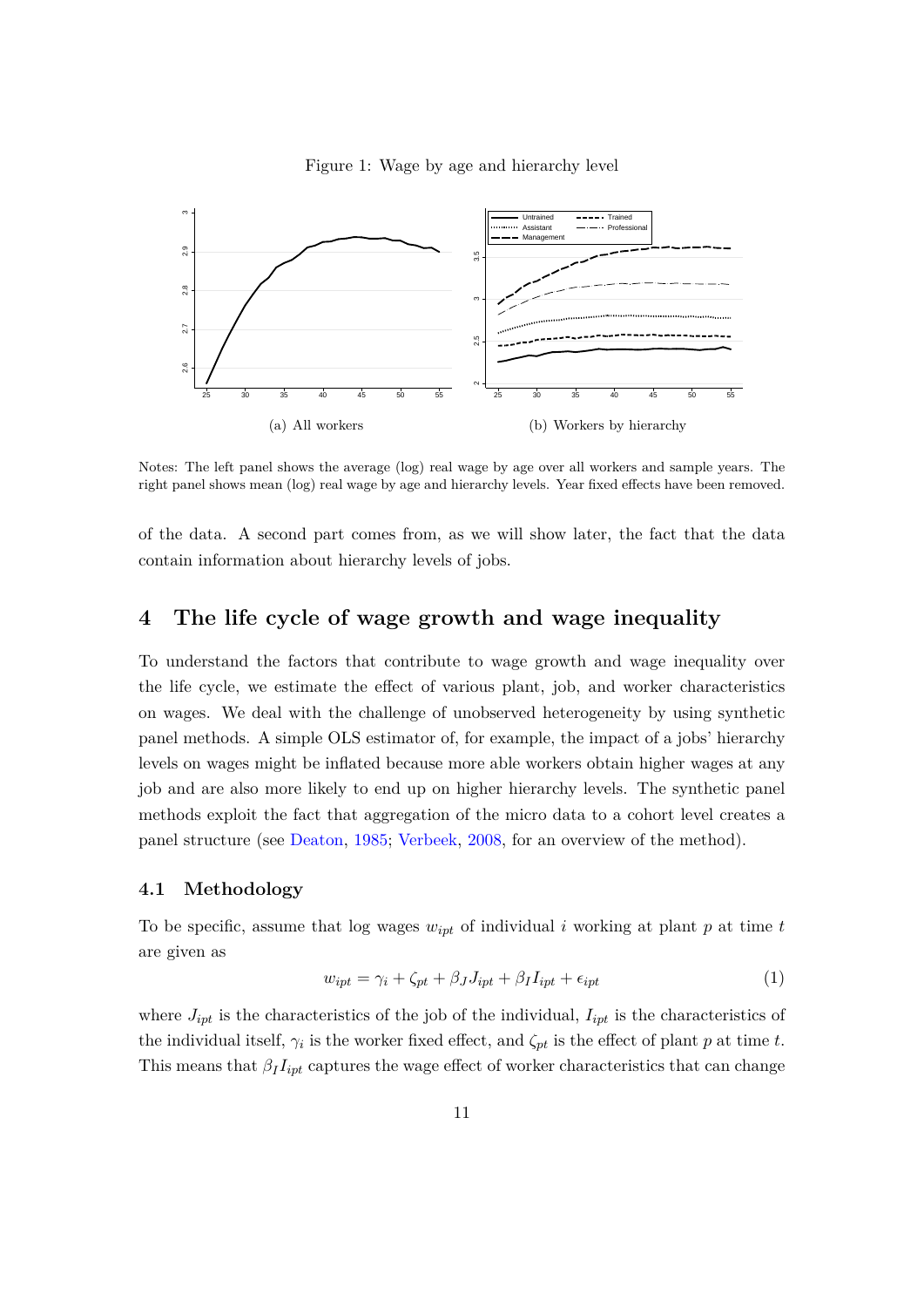Figure 1: Wage by age and hierarchy level

(a) All workers

(b) Workers by hierarchy

Notes: The left panel shows the average (log) real wage by age over all workers and sample years. The right panel shows mean (log) real wage by age and hierarchy levels. Year fixed effects have been removed.

of the data. A second part comes from, as we will show later, the fact that the data contain information about hierarchy levels of jobs.

# 4 The life cycle of wage growth and wage inequality

To understand the factors that contribute to wage growth and wage inequality over the life cycle, we estimate the effect of various plant, job, and worker characteristics on wages. We deal with the challenge of unobserved heterogeneity by using synthetic panel methods. A simple OLS estimator of, for example, the impact of a jobs' hierarchy levels on wages might be inflated because more able workers obtain higher wages at any job and are also more likely to end up on higher hierarchy levels. The synthetic panel methods exploit the fact that aggregation of the micro data to a cohort level creates a panel structure (see Deaton, 1985; Verbeek, 2008, for an overview of the method).

## 4.1 Methodology

To be specific, assume that log wages $w_{ipt}$ of individual $i$ working at plant $p$ at time $t$ are given as

$$w_{ipt} = \gamma_i + \zeta_{pt} + \beta_J J_{ipt} + \beta_I I_{ipt} + \epsilon_{ipt} \tag{1}$$

where $J_{ipt}$ is the characteristics of the job of the individual, $I_{ipt}$ is the characteristics of the individual itself, $\gamma_i$ is the worker fixed effect, and $\zeta_{pt}$ is the effect of plant $p$ at time $t$. This means that $\beta_I I_{ipt}$ captures the wage effect of worker characteristics that can change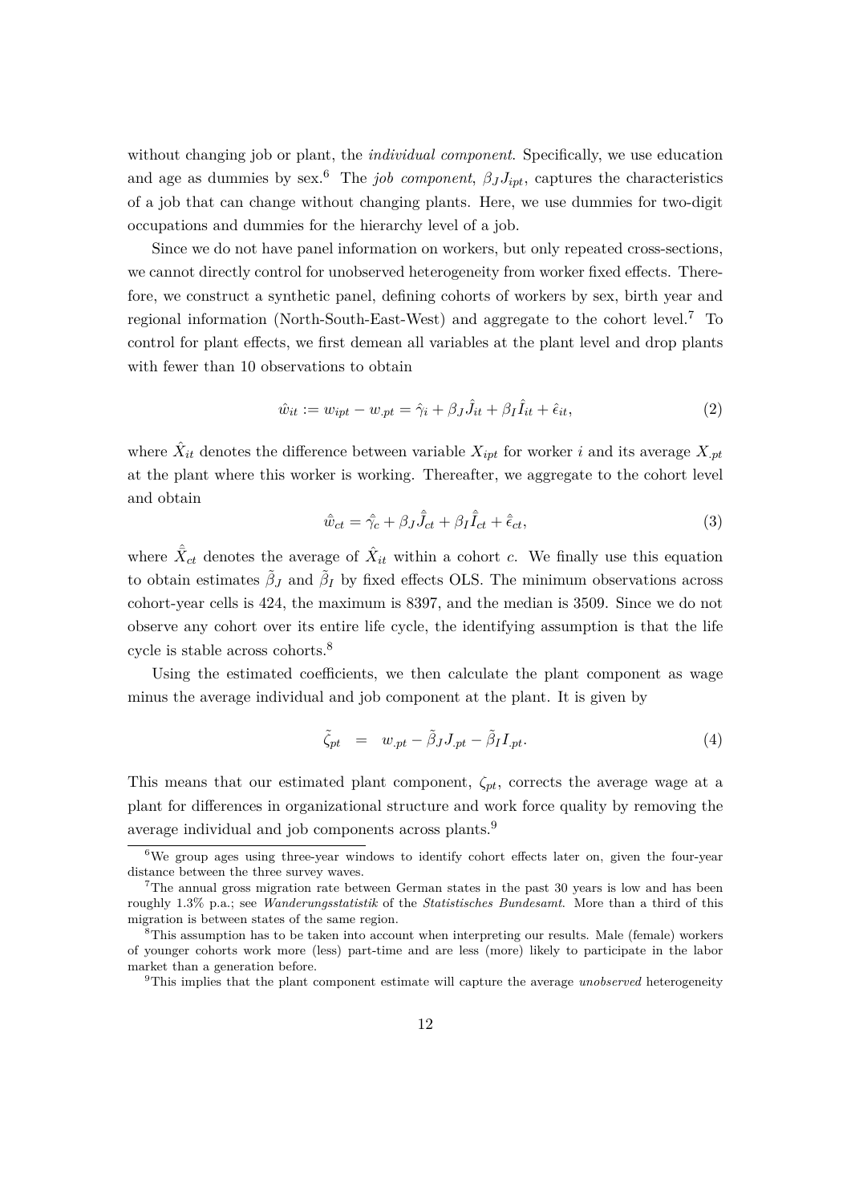without changing job or plant, the *individual component*. Specifically, we use education and age as dummies by sex.[6] The *job component*, $\beta_J J_{ipt}$, captures the characteristics of a job that can change without changing plants. Here, we use dummies for two-digit occupations and dummies for the hierarchy level of a job.

Since we do not have panel information on workers, but only repeated cross-sections, we cannot directly control for unobserved heterogeneity from worker fixed effects. Therefore, we construct a synthetic panel, defining cohorts of workers by sex, birth year and regional information (North-South-East-West) and aggregate to the cohort level.[7] To control for plant effects, we first demean all variables at the plant level and drop plants with fewer than 10 observations to obtain

$$\hat{w}_{it} := w_{ipt} - w_{.pt} = \hat{\gamma}_i + \beta_J \hat{J}_{it} + \beta_I \hat{I}_{it} + \hat{\epsilon}_{it}, \tag{2}$$

where $\hat{X}_{it}$ denotes the difference between variable $X_{ipt}$ for worker $i$ and its average $X_{.pt}$ at the plant where this worker is working. Thereafter, we aggregate to the cohort level and obtain

$$\hat{\bar{w}}_{ct} = \hat{\bar{\gamma}}_c + \beta_J \hat{\bar{J}}_{ct} + \beta_I \hat{\bar{I}}_{ct} + \hat{\bar{\epsilon}}_{ct}, \tag{3}$$

where $\hat{\bar{X}}_{ct}$ denotes the average of $\hat{X}_{it}$ within a cohort $c$. We finally use this equation to obtain estimates $\tilde{\beta}_J$ and $\tilde{\beta}_I$ by fixed effects OLS. The minimum observations across cohort-year cells is 424, the maximum is 8397, and the median is 3509. Since we do not observe any cohort over its entire life cycle, the identifying assumption is that the life cycle is stable across cohorts.[8]

Using the estimated coefficients, we then calculate the plant component as wage minus the average individual and job component at the plant. It is given by

$$\tilde{\zeta}_{pt} \quad = \quad w_{.pt} - \tilde{\beta}_J J_{.pt} - \tilde{\beta}_I I_{.pt}. \tag{4}$$

This means that our estimated plant component, $\zeta_{pt}$, corrects the average wage at a plant for differences in organizational structure and work force quality by removing the average individual and job components across plants.[9]

---

[6] We group ages using three-year windows to identify cohort effects later on, given the four-year distance between the three survey waves.

[7] The annual gross migration rate between German states in the past 30 years is low and has been roughly 1.3% p.a.; see *Wanderungsstatistik* of the *Statistisches Bundesamt*. More than a third of this migration is between states of the same region.

[8] This assumption has to be taken into account when interpreting our results. Male (female) workers of younger cohorts work more (less) part-time and are less (more) likely to participate in the labor market than a generation before.

[9] This implies that the plant component estimate will capture the average *unobserved* heterogeneity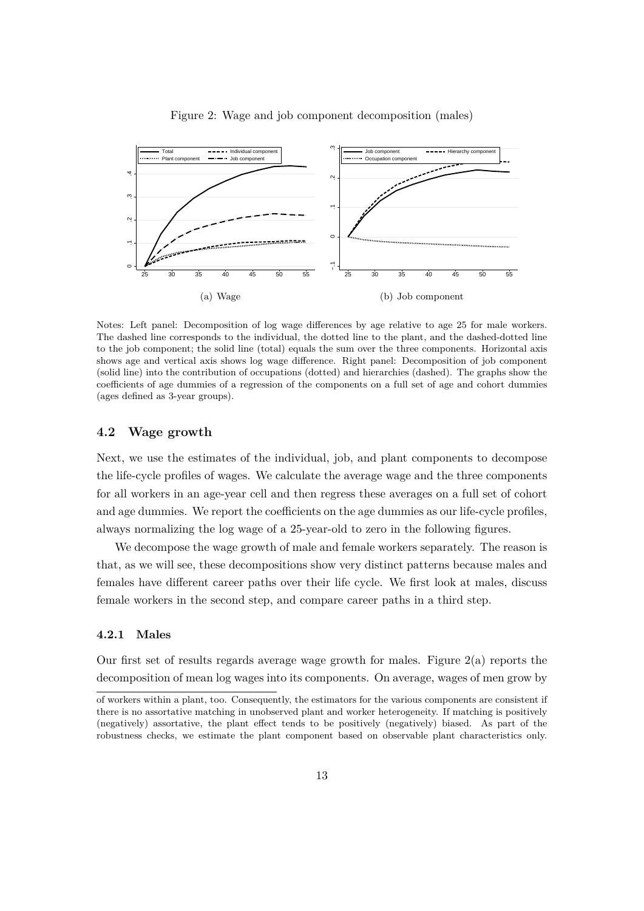Figure 2: Wage and job component decomposition (males)

(a) Wage

(b) Job component

Notes: Left panel: Decomposition of log wage differences by age relative to age 25 for male workers. The dashed line corresponds to the individual, the dotted line to the plant, and the dashed-dotted line to the job component; the solid line (total) equals the sum over the three components. Horizontal axis shows age and vertical axis shows log wage difference. Right panel: Decomposition of job component (solid line) into the contribution of occupations (dotted) and hierarchies (dashed). The graphs show the coefficients of age dummies of a regression of the components on a full set of age and cohort dummies (ages defined as 3-year groups).

### 4.2 Wage growth

Next, we use the estimates of the individual, job, and plant components to decompose the life-cycle profiles of wages. We calculate the average wage and the three components for all workers in an age-year cell and then regress these averages on a full set of cohort and age dummies. We report the coefficients on the age dummies as our life-cycle profiles, always normalizing the log wage of a 25-year-old to zero in the following figures.

We decompose the wage growth of male and female workers separately. The reason is that, as we will see, these decompositions show very distinct patterns because males and females have different career paths over their life cycle. We first look at males, discuss female workers in the second step, and compare career paths in a third step.

#### 4.2.1 Males

Our first set of results regards average wage growth for males. Figure 2(a) reports the decomposition of mean log wages into its components. On average, wages of men grow by

of workers within a plant, too. Consequently, the estimators for the various components are consistent if there is no assortative matching in unobserved plant and worker heterogeneity. If matching is positively (negatively) assortative, the plant effect tends to be positively (negatively) biased. As part of the robustness checks, we estimate the plant component based on observable plant characteristics only.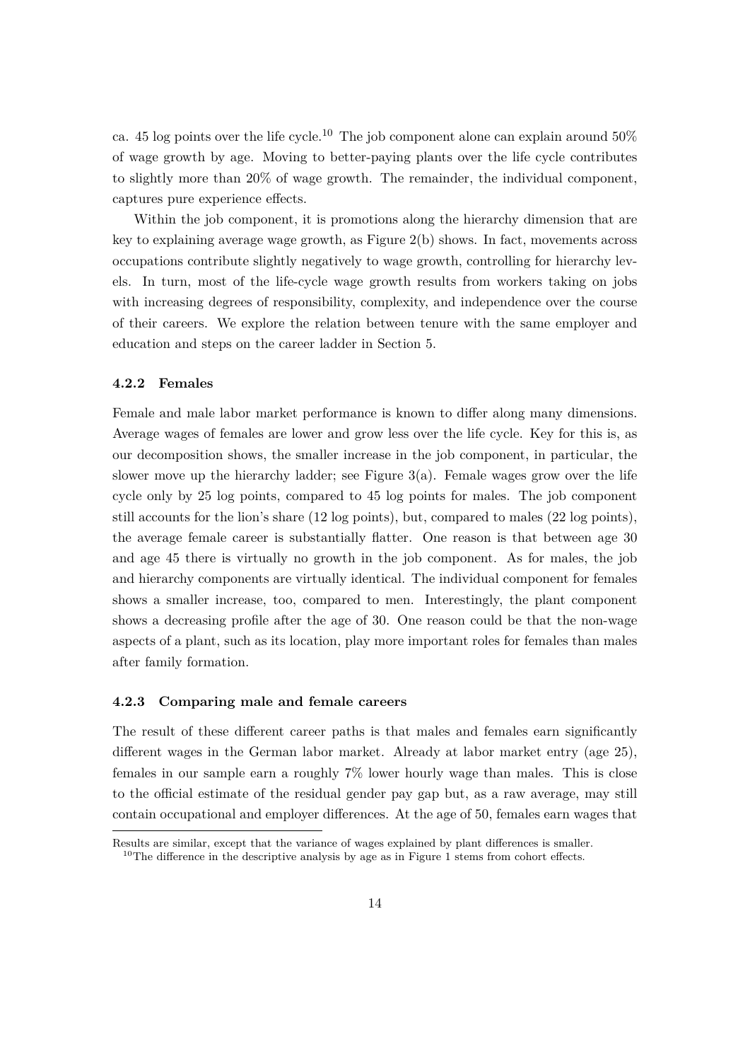ca. 45 log points over the life cycle.[10] The job component alone can explain around 50% of wage growth by age. Moving to better-paying plants over the life cycle contributes to slightly more than 20% of wage growth. The remainder, the individual component, captures pure experience effects.

Within the job component, it is promotions along the hierarchy dimension that are key to explaining average wage growth, as Figure 2(b) shows. In fact, movements across occupations contribute slightly negatively to wage growth, controlling for hierarchy levels. In turn, most of the life-cycle wage growth results from workers taking on jobs with increasing degrees of responsibility, complexity, and independence over the course of their careers. We explore the relation between tenure with the same employer and education and steps on the career ladder in Section 5.

#### 4.2.2 Females

Female and male labor market performance is known to differ along many dimensions. Average wages of females are lower and grow less over the life cycle. Key for this is, as our decomposition shows, the smaller increase in the job component, in particular, the slower move up the hierarchy ladder; see Figure 3(a). Female wages grow over the life cycle only by 25 log points, compared to 45 log points for males. The job component still accounts for the lion's share (12 log points), but, compared to males (22 log points), the average female career is substantially flatter. One reason is that between age 30 and age 45 there is virtually no growth in the job component. As for males, the job and hierarchy components are virtually identical. The individual component for females shows a smaller increase, too, compared to men. Interestingly, the plant component shows a decreasing profile after the age of 30. One reason could be that the non-wage aspects of a plant, such as its location, play more important roles for females than males after family formation.

#### 4.2.3 Comparing male and female careers

The result of these different career paths is that males and females earn significantly different wages in the German labor market. Already at labor market entry (age 25), females in our sample earn a roughly 7% lower hourly wage than males. This is close to the official estimate of the residual gender pay gap but, as a raw average, may still contain occupational and employer differences. At the age of 50, females earn wages that

---

Results are similar, except that the variance of wages explained by plant differences is smaller.

[10]The difference in the descriptive analysis by age as in Figure 1 stems from cohort effects.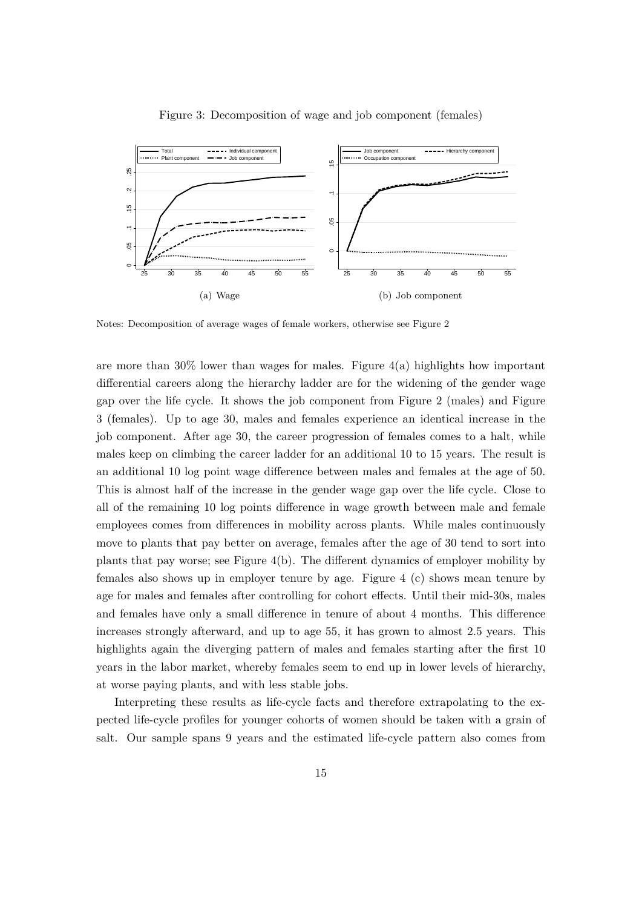Figure 3: Decomposition of wage and job component (females)

(a) Wage

(b) Job component

Notes: Decomposition of average wages of female workers, otherwise see Figure 2

are more than 30% lower than wages for males. Figure 4(a) highlights how important differential careers along the hierarchy ladder are for the widening of the gender wage gap over the life cycle. It shows the job component from Figure 2 (males) and Figure 3 (females). Up to age 30, males and females experience an identical increase in the job component. After age 30, the career progression of females comes to a halt, while males keep on climbing the career ladder for an additional 10 to 15 years. The result is an additional 10 log point wage difference between males and females at the age of 50. This is almost half of the increase in the gender wage gap over the life cycle. Close to all of the remaining 10 log points difference in wage growth between male and female employees comes from differences in mobility across plants. While males continuously move to plants that pay better on average, females after the age of 30 tend to sort into plants that pay worse; see Figure 4(b). The different dynamics of employer mobility by females also shows up in employer tenure by age. Figure 4 (c) shows mean tenure by age for males and females after controlling for cohort effects. Until their mid-30s, males and females have only a small difference in tenure of about 4 months. This difference increases strongly afterward, and up to age 55, it has grown to almost 2.5 years. This highlights again the diverging pattern of males and females starting after the first 10 years in the labor market, whereby females seem to end up in lower levels of hierarchy, at worse paying plants, and with less stable jobs.

Interpreting these results as life-cycle facts and therefore extrapolating to the expected life-cycle profiles for younger cohorts of women should be taken with a grain of salt. Our sample spans 9 years and the estimated life-cycle pattern also comes from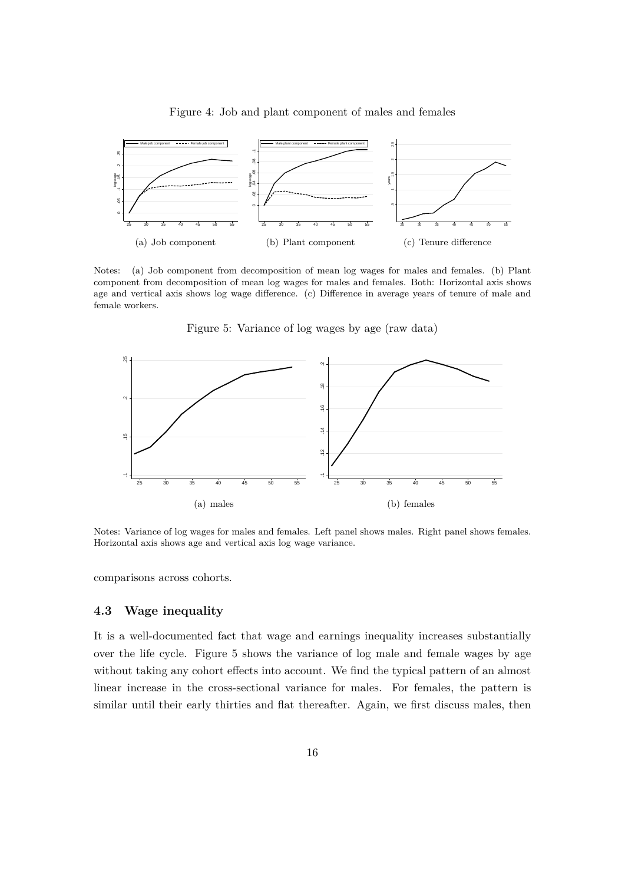Figure 4: Job and plant component of males and females

(a) Job component

(b) Plant component

(c) Tenure difference

Notes: (a) Job component from decomposition of mean log wages for males and females. (b) Plant component from decomposition of mean log wages for males and females. Both: Horizontal axis shows age and vertical axis shows log wage difference. (c) Difference in average years of tenure of male and female workers.

Figure 5: Variance of log wages by age (raw data)

(a) males

(b) females

Notes: Variance of log wages for males and females. Left panel shows males. Right panel shows females. Horizontal axis shows age and vertical axis log wage variance.

comparisons across cohorts.

### 4.3 Wage inequality

It is a well-documented fact that wage and earnings inequality increases substantially over the life cycle. Figure 5 shows the variance of log male and female wages by age without taking any cohort effects into account. We find the typical pattern of an almost linear increase in the cross-sectional variance for males. For females, the pattern is similar until their early thirties and flat thereafter. Again, we first discuss males, then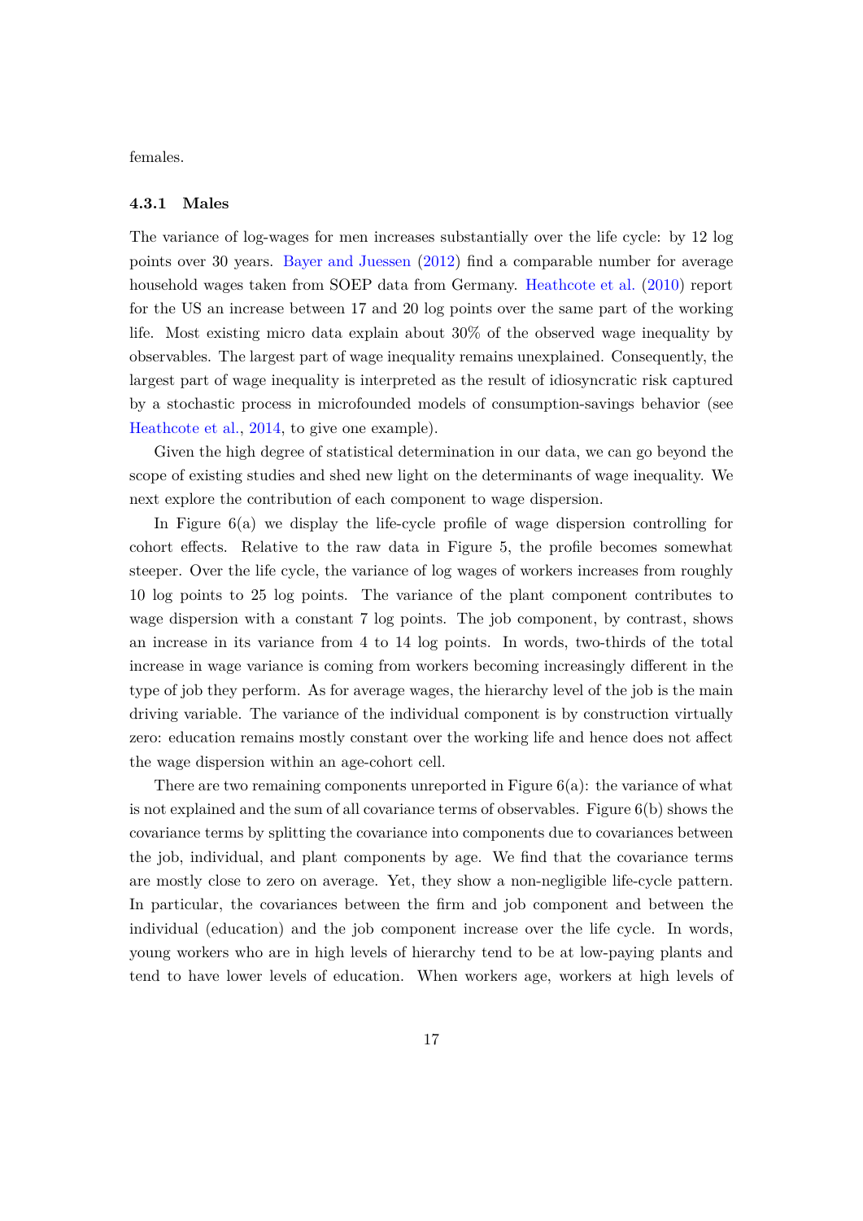females.

### 4.3.1 Males

The variance of log-wages for men increases substantially over the life cycle: by 12 log points over 30 years. Bayer and Juessen (2012) find a comparable number for average household wages taken from SOEP data from Germany. Heathcote et al. (2010) report for the US an increase between 17 and 20 log points over the same part of the working life. Most existing micro data explain about 30% of the observed wage inequality by observables. The largest part of wage inequality remains unexplained. Consequently, the largest part of wage inequality is interpreted as the result of idiosyncratic risk captured by a stochastic process in microfounded models of consumption-savings behavior (see Heathcote et al., 2014, to give one example).

Given the high degree of statistical determination in our data, we can go beyond the scope of existing studies and shed new light on the determinants of wage inequality. We next explore the contribution of each component to wage dispersion.

In Figure 6(a) we display the life-cycle profile of wage dispersion controlling for cohort effects. Relative to the raw data in Figure 5, the profile becomes somewhat steeper. Over the life cycle, the variance of log wages of workers increases from roughly 10 log points to 25 log points. The variance of the plant component contributes to wage dispersion with a constant 7 log points. The job component, by contrast, shows an increase in its variance from 4 to 14 log points. In words, two-thirds of the total increase in wage variance is coming from workers becoming increasingly different in the type of job they perform. As for average wages, the hierarchy level of the job is the main driving variable. The variance of the individual component is by construction virtually zero: education remains mostly constant over the working life and hence does not affect the wage dispersion within an age-cohort cell.

There are two remaining components unreported in Figure 6(a): the variance of what is not explained and the sum of all covariance terms of observables. Figure 6(b) shows the covariance terms by splitting the covariance into components due to covariances between the job, individual, and plant components by age. We find that the covariance terms are mostly close to zero on average. Yet, they show a non-negligible life-cycle pattern. In particular, the covariances between the firm and job component and between the individual (education) and the job component increase over the life cycle. In words, young workers who are in high levels of hierarchy tend to be at low-paying plants and tend to have lower levels of education. When workers age, workers at high levels of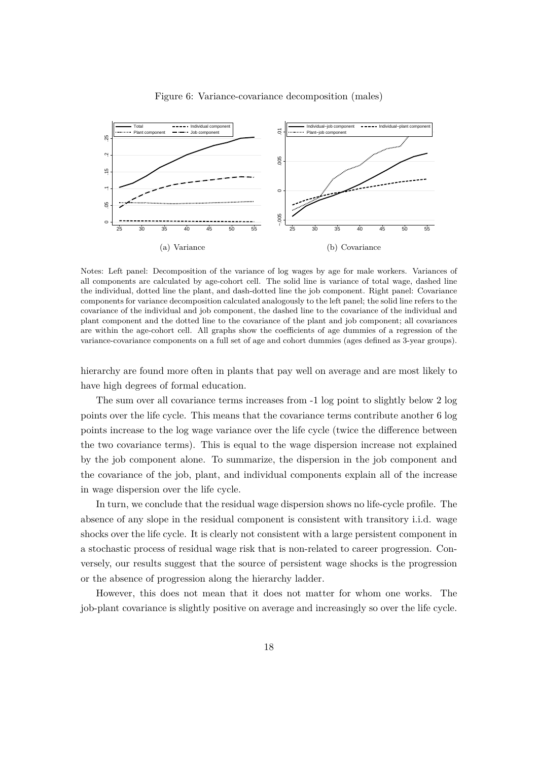Figure 6: Variance-covariance decomposition (males)

(a) Variance

(b) Covariance

Notes: Left panel: Decomposition of the variance of log wages by age for male workers. Variances of all components are calculated by age-cohort cell. The solid line is variance of total wage, dashed line the individual, dotted line the plant, and dash-dotted line the job component. Right panel: Covariance components for variance decomposition calculated analogously to the left panel; the solid line refers to the covariance of the individual and job component, the dashed line to the covariance of the individual and plant component and the dotted line to the covariance of the plant and job component; all covariances are within the age-cohort cell. All graphs show the coefficients of age dummies of a regression of the variance-covariance components on a full set of age and cohort dummies (ages defined as 3-year groups).

hierarchy are found more often in plants that pay well on average and are most likely to have high degrees of formal education.

The sum over all covariance terms increases from -1 log point to slightly below 2 log points over the life cycle. This means that the covariance terms contribute another 6 log points increase to the log wage variance over the life cycle (twice the difference between the two covariance terms). This is equal to the wage dispersion increase not explained by the job component alone. To summarize, the dispersion in the job component and the covariance of the job, plant, and individual components explain all of the increase in wage dispersion over the life cycle.

In turn, we conclude that the residual wage dispersion shows no life-cycle profile. The absence of any slope in the residual component is consistent with transitory i.i.d. wage shocks over the life cycle. It is clearly not consistent with a large persistent component in a stochastic process of residual wage risk that is non-related to career progression. Conversely, our results suggest that the source of persistent wage shocks is the progression or the absence of progression along the hierarchy ladder.

However, this does not mean that it does not matter for whom one works. The job-plant covariance is slightly positive on average and increasingly so over the life cycle.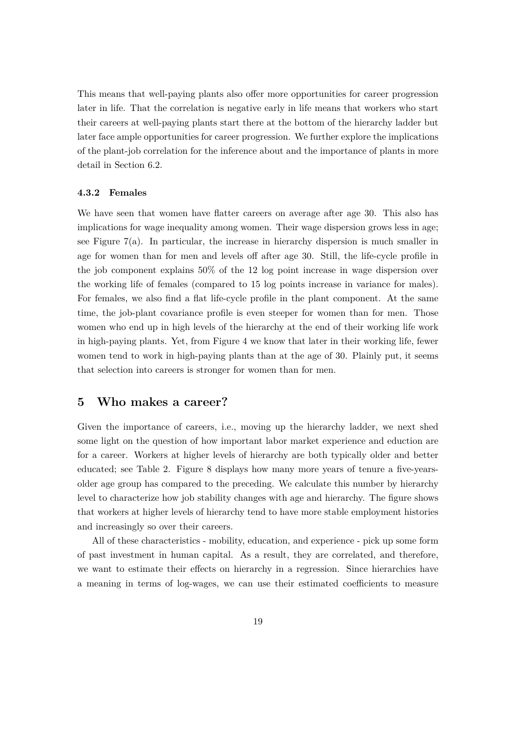This means that well-paying plants also offer more opportunities for career progression later in life. That the correlation is negative early in life means that workers who start their careers at well-paying plants start there at the bottom of the hierarchy ladder but later face ample opportunities for career progression. We further explore the implications of the plant-job correlation for the inference about and the importance of plants in more detail in Section 6.2.

#### 4.3.2 Females

We have seen that women have flatter careers on average after age 30. This also has implications for wage inequality among women. Their wage dispersion grows less in age; see Figure 7(a). In particular, the increase in hierarchy dispersion is much smaller in age for women than for men and levels off after age 30. Still, the life-cycle profile in the job component explains 50% of the 12 log point increase in wage dispersion over the working life of females (compared to 15 log points increase in variance for males). For females, we also find a flat life-cycle profile in the plant component. At the same time, the job-plant covariance profile is even steeper for women than for men. Those women who end up in high levels of the hierarchy at the end of their working life work in high-paying plants. Yet, from Figure 4 we know that later in their working life, fewer women tend to work in high-paying plants than at the age of 30. Plainly put, it seems that selection into careers is stronger for women than for men.

## 5 Who makes a career?

Given the importance of careers, i.e., moving up the hierarchy ladder, we next shed some light on the question of how important labor market experience and eduction are for a career. Workers at higher levels of hierarchy are both typically older and better educated; see Table 2. Figure 8 displays how many more years of tenure a five-years-older age group has compared to the preceding. We calculate this number by hierarchy level to characterize how job stability changes with age and hierarchy. The figure shows that workers at higher levels of hierarchy tend to have more stable employment histories and increasingly so over their careers.

All of these characteristics - mobility, education, and experience - pick up some form of past investment in human capital. As a result, they are correlated, and therefore, we want to estimate their effects on hierarchy in a regression. Since hierarchies have a meaning in terms of log-wages, we can use their estimated coefficients to measure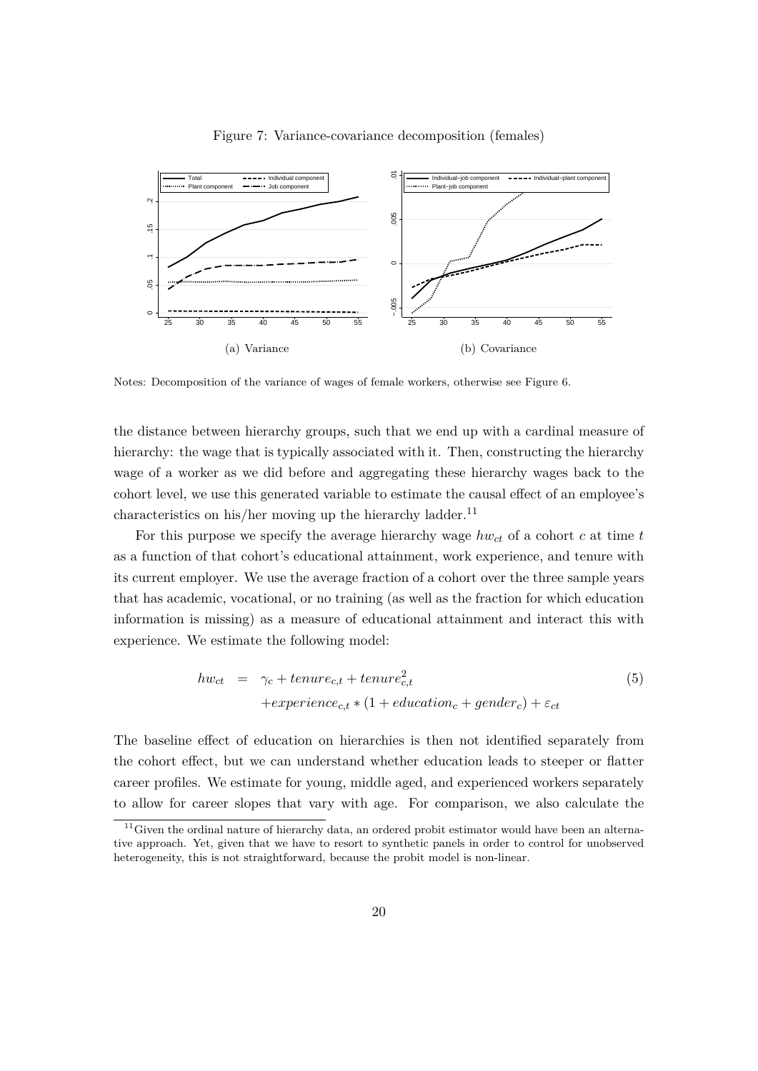Figure 7: Variance-covariance decomposition (females)

(a) Variance

(b) Covariance

Notes: Decomposition of the variance of wages of female workers, otherwise see Figure 6.

the distance between hierarchy groups, such that we end up with a cardinal measure of hierarchy: the wage that is typically associated with it. Then, constructing the hierarchy wage of a worker as we did before and aggregating these hierarchy wages back to the cohort level, we use this generated variable to estimate the causal effect of an employee's characteristics on his/her moving up the hierarchy ladder.[11]

For this purpose we specify the average hierarchy wage $hw_{ct}$ of a cohort $c$ at time $t$ as a function of that cohort's educational attainment, work experience, and tenure with its current employer. We use the average fraction of a cohort over the three sample years that has academic, vocational, or no training (as well as the fraction for which education information is missing) as a measure of educational attainment and interact this with experience. We estimate the following model:

$$\begin{aligned} hw_{ct} &= \gamma_c + tenure_{c,t} + tenure_{c,t}^2 \\ &\quad + experience_{c,t} * (1 + education_c + gender_c) + \varepsilon_{ct} \end{aligned} \tag{5}$$

The baseline effect of education on hierarchies is then not identified separately from the cohort effect, but we can understand whether education leads to steeper or flatter career profiles. We estimate for young, middle aged, and experienced workers separately to allow for career slopes that vary with age. For comparison, we also calculate the

[11] Given the ordinal nature of hierarchy data, an ordered probit estimator would have been an alternative approach. Yet, given that we have to resort to synthetic panels in order to control for unobserved heterogeneity, this is not straightforward, because the probit model is non-linear.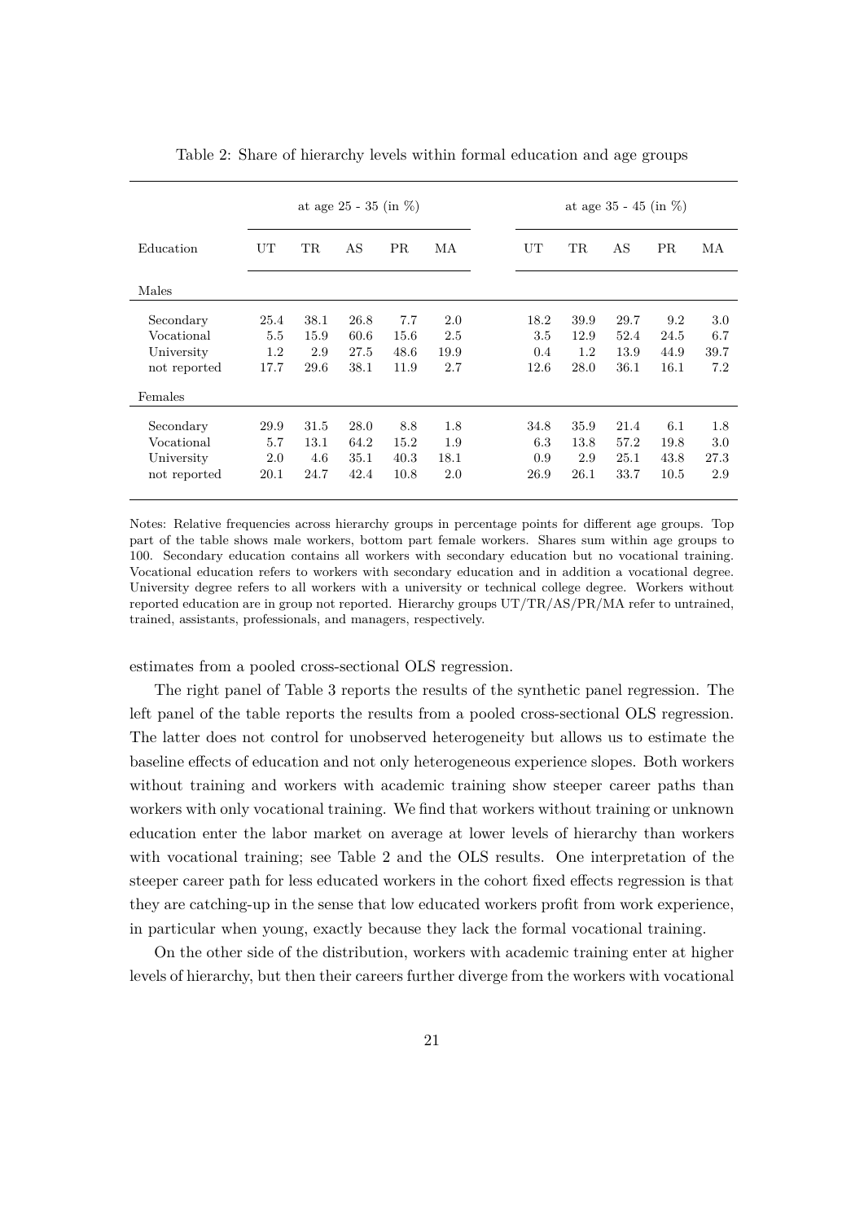Table 2: Share of hierarchy levels within formal education and age groups

| Education | at age 25 - 35 (in %) | | | | | at age 35 - 45 (in %) | | | | |
|---|---|---|---|---|---|---|---|---|---|---|
| | UT | TR | AS | PR | MA | UT | TR | AS | PR | MA |
| Males | | | | | | | | | | |
| Secondary | 25.4 | 38.1 | 26.8 | 7.7 | 2.0 | 18.2 | 39.9 | 29.7 | 9.2 | 3.0 |
| Vocational | 5.5 | 15.9 | 60.6 | 15.6 | 2.5 | 3.5 | 12.9 | 52.4 | 24.5 | 6.7 |
| University | 1.2 | 2.9 | 27.5 | 48.6 | 19.9 | 0.4 | 1.2 | 13.9 | 44.9 | 39.7 |
| not reported | 17.7 | 29.6 | 38.1 | 11.9 | 2.7 | 12.6 | 28.0 | 36.1 | 16.1 | 7.2 |
| Females | | | | | | | | | | |
| Secondary | 29.9 | 31.5 | 28.0 | 8.8 | 1.8 | 34.8 | 35.9 | 21.4 | 6.1 | 1.8 |
| Vocational | 5.7 | 13.1 | 64.2 | 15.2 | 1.9 | 6.3 | 13.8 | 57.2 | 19.8 | 3.0 |
| University | 2.0 | 4.6 | 35.1 | 40.3 | 18.1 | 0.9 | 2.9 | 25.1 | 43.8 | 27.3 |
| not reported | 20.1 | 24.7 | 42.4 | 10.8 | 2.0 | 26.9 | 26.1 | 33.7 | 10.5 | 2.9 |

Notes: Relative frequencies across hierarchy groups in percentage points for different age groups. Top part of the table shows male workers, bottom part female workers. Shares sum within age groups to 100. Secondary education contains all workers with secondary education but no vocational training. Vocational education refers to workers with secondary education and in addition a vocational degree. University degree refers to all workers with a university or technical college degree. Workers without reported education are in group not reported. Hierarchy groups UT/TR/AS/PR/MA refer to untrained, trained, assistants, professionals, and managers, respectively.

estimates from a pooled cross-sectional OLS regression.

The right panel of Table 3 reports the results of the synthetic panel regression. The left panel of the table reports the results from a pooled cross-sectional OLS regression. The latter does not control for unobserved heterogeneity but allows us to estimate the baseline effects of education and not only heterogeneous experience slopes. Both workers without training and workers with academic training show steeper career paths than workers with only vocational training. We find that workers without training or unknown education enter the labor market on average at lower levels of hierarchy than workers with vocational training; see Table 2 and the OLS results. One interpretation of the steeper career path for less educated workers in the cohort fixed effects regression is that they are catching-up in the sense that low educated workers profit from work experience, in particular when young, exactly because they lack the formal vocational training.

On the other side of the distribution, workers with academic training enter at higher levels of hierarchy, but then their careers further diverge from the workers with vocational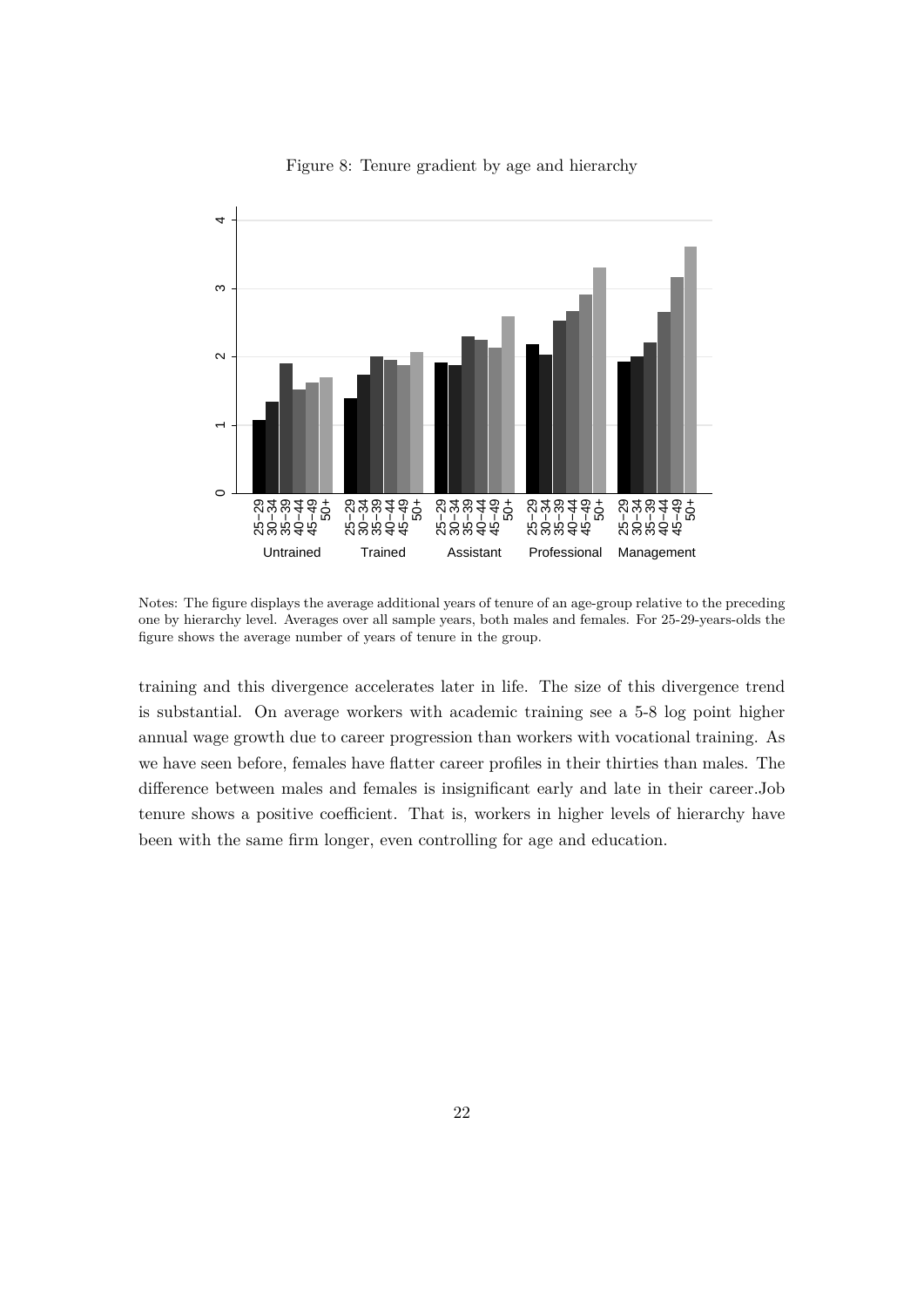Figure 8: Tenure gradient by age and hierarchy

Notes: The figure displays the average additional years of tenure of an age-group relative to the preceding one by hierarchy level. Averages over all sample years, both males and females. For 25-29-years-olds the figure shows the average number of years of tenure in the group.

training and this divergence accelerates later in life. The size of this divergence trend is substantial. On average workers with academic training see a 5-8 log point higher annual wage growth due to career progression than workers with vocational training. As we have seen before, females have flatter career profiles in their thirties than males. The difference between males and females is insignificant early and late in their career.Job tenure shows a positive coefficient. That is, workers in higher levels of hierarchy have been with the same firm longer, even controlling for age and education.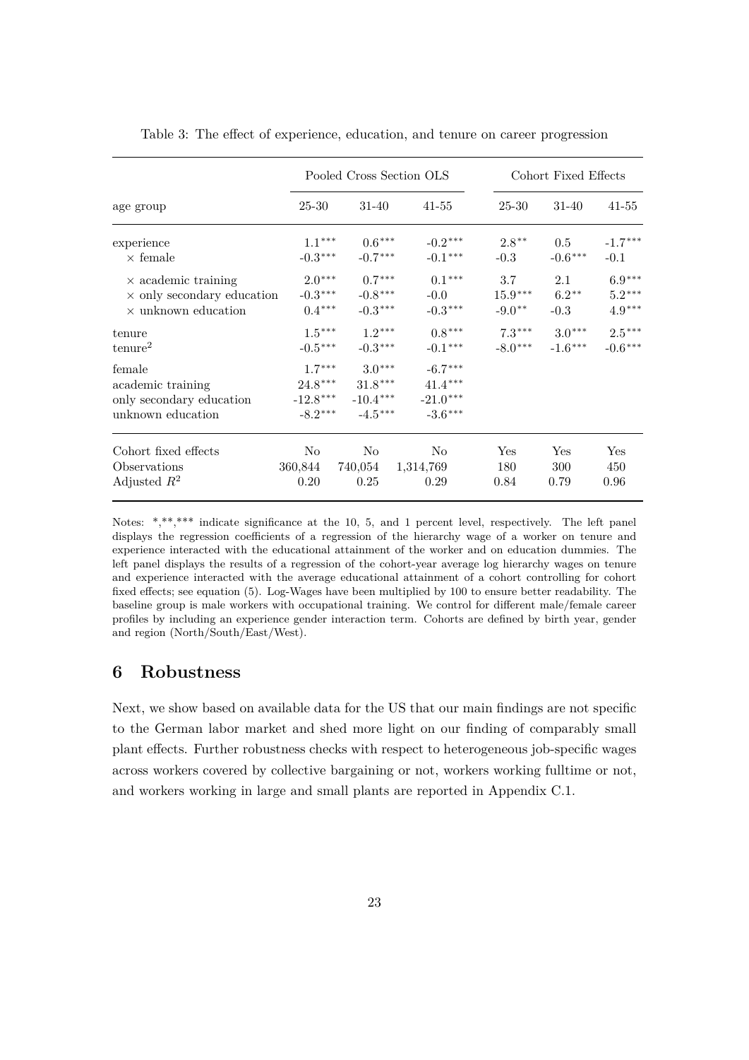Table 3: The effect of experience, education, and tenure on career progression

| | Pooled Cross Section OLS | | | Cohort Fixed Effects | | |
|---|---|---|---|---|---|---|
| age group | 25-30 | 31-40 | 41-55 | 25-30 | 31-40 | 41-55 |
| experience | 1.1*** | 0.6*** | -0.2*** | 2.8** | 0.5 | -1.7*** |
| × female | -0.3*** | -0.7*** | -0.1*** | -0.3 | -0.6*** | -0.1 |
| × academic training | 2.0*** | 0.7*** | 0.1*** | 3.7 | 2.1 | 6.9*** |
| × only secondary education | -0.3*** | -0.8*** | -0.0 | 15.9*** | 6.2** | 5.2*** |
| × unknown education | 0.4*** | -0.3*** | -0.3*** | -9.0** | -0.3 | 4.9*** |
| tenure | 1.5*** | 1.2*** | 0.8*** | 7.3*** | 3.0*** | 2.5*** |
| tenure$^2$ | -0.5*** | -0.3*** | -0.1*** | -8.0*** | -1.6*** | -0.6*** |
| female | 1.7*** | 3.0*** | -6.7*** | | | |
| academic training | 24.8*** | 31.8*** | 41.4*** | | | |
| only secondary education | -12.8*** | -10.4*** | -21.0*** | | | |
| unknown education | -8.2*** | -4.5*** | -3.6*** | | | |
| Cohort fixed effects | No | No | No | Yes | Yes | Yes |
| Observations | 360,844 | 740,054 | 1,314,769 | 180 | 300 | 450 |
| Adjusted $R^2$ | 0.20 | 0.25 | 0.29 | 0.84 | 0.79 | 0.96 |

Notes: *,**,*** indicate significance at the 10, 5, and 1 percent level, respectively. The left panel displays the regression coefficients of a regression of the hierarchy wage of a worker on tenure and experience interacted with the educational attainment of the worker and on education dummies. The left panel displays the results of a regression of the cohort-year average log hierarchy wages on tenure and experience interacted with the average educational attainment of a cohort controlling for cohort fixed effects; see equation (5). Log-Wages have been multiplied by 100 to ensure better readability. The baseline group is male workers with occupational training. We control for different male/female career profiles by including an experience gender interaction term. Cohorts are defined by birth year, gender and region (North/South/East/West).

## 6 Robustness

Next, we show based on available data for the US that our main findings are not specific to the German labor market and shed more light on our finding of comparably small plant effects. Further robustness checks with respect to heterogeneous job-specific wages across workers covered by collective bargaining or not, workers working fulltime or not, and workers working in large and small plants are reported in Appendix C.1.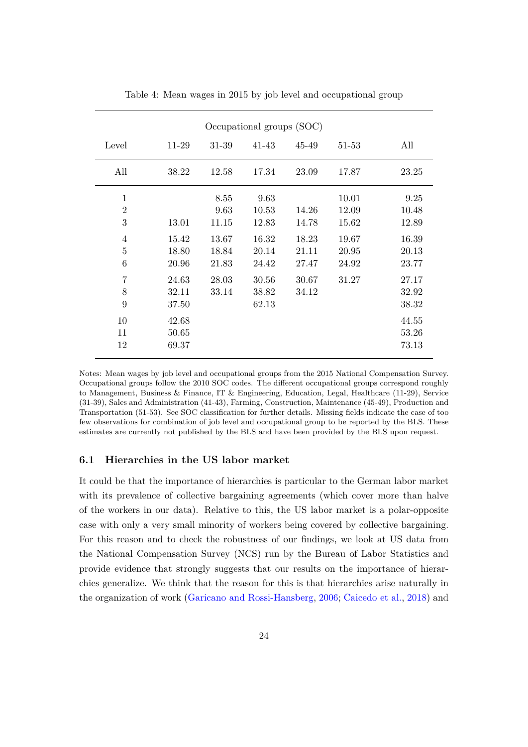Table 4: Mean wages in 2015 by job level and occupational group

| | Occupational groups (SOC) | | | | | |
|---|---|---|---|---|---|---|
| Level | 11-29 | 31-39 | 41-43 | 45-49 | 51-53 | All |
| All | 38.22 | 12.58 | 17.34 | 23.09 | 17.87 | 23.25 |
| 1 | | 8.55 | 9.63 | | 10.01 | 9.25 |
| 2 | | 9.63 | 10.53 | 14.26 | 12.09 | 10.48 |
| 3 | 13.01 | 11.15 | 12.83 | 14.78 | 15.62 | 12.89 |
| 4 | 15.42 | 13.67 | 16.32 | 18.23 | 19.67 | 16.39 |
| 5 | 18.80 | 18.84 | 20.14 | 21.11 | 20.95 | 20.13 |
| 6 | 20.96 | 21.83 | 24.42 | 27.47 | 24.92 | 23.77 |
| 7 | 24.63 | 28.03 | 30.56 | 30.67 | 31.27 | 27.17 |
| 8 | 32.11 | 33.14 | 38.82 | 34.12 | | 32.92 |
| 9 | 37.50 | | 62.13 | | | 38.32 |
| 10 | 42.68 | | | | | 44.55 |
| 11 | 50.65 | | | | | 53.26 |
| 12 | 69.37 | | | | | 73.13 |

Notes: Mean wages by job level and occupational groups from the 2015 National Compensation Survey. Occupational groups follow the 2010 SOC codes. The different occupational groups correspond roughly to Management, Business & Finance, IT & Engineering, Education, Legal, Healthcare (11-29), Service (31-39), Sales and Administration (41-43), Farming, Construction, Maintenance (45-49), Production and Transportation (51-53). See SOC classification for further details. Missing fields indicate the case of too few observations for combination of job level and occupational group to be reported by the BLS. These estimates are currently not published by the BLS and have been provided by the BLS upon request.

### 6.1 Hierarchies in the US labor market

It could be that the importance of hierarchies is particular to the German labor market with its prevalence of collective bargaining agreements (which cover more than halve of the workers in our data). Relative to this, the US labor market is a polar-opposite case with only a very small minority of workers being covered by collective bargaining. For this reason and to check the robustness of our findings, we look at US data from the National Compensation Survey (NCS) run by the Bureau of Labor Statistics and provide evidence that strongly suggests that our results on the importance of hierarchies generalize. We think that the reason for this is that hierarchies arise naturally in the organization of work (Garicano and Rossi-Hansberg, 2006; Caicedo et al., 2018) and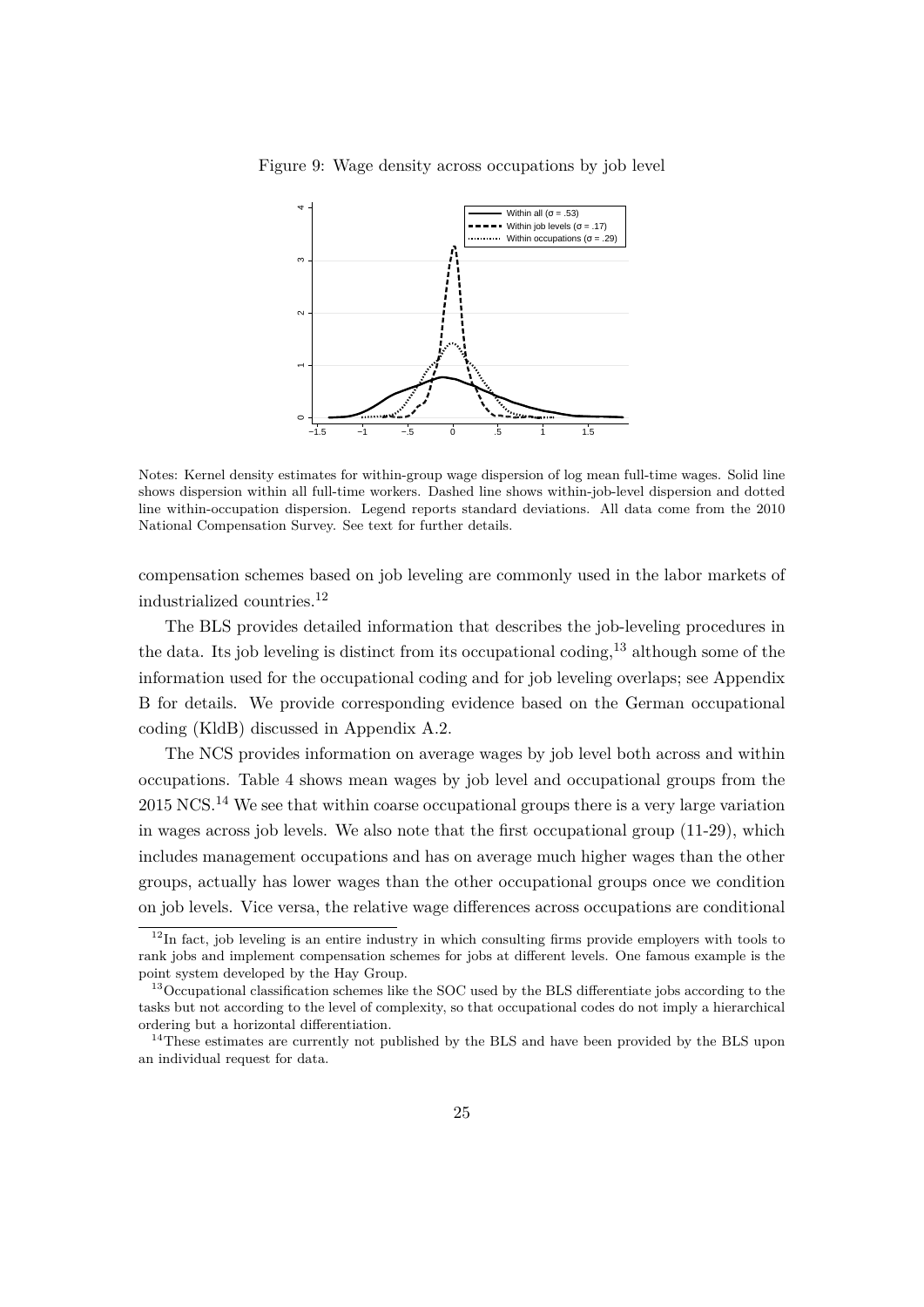Figure 9: Wage density across occupations by job level

Notes: Kernel density estimates for within-group wage dispersion of log mean full-time wages. Solid line shows dispersion within all full-time workers. Dashed line shows within-job-level dispersion and dotted line within-occupation dispersion. Legend reports standard deviations. All data come from the 2010 National Compensation Survey. See text for further details.

compensation schemes based on job leveling are commonly used in the labor markets of industrialized countries.[12]

The BLS provides detailed information that describes the job-leveling procedures in the data. Its job leveling is distinct from its occupational coding,[13] although some of the information used for the occupational coding and for job leveling overlaps; see Appendix B for details. We provide corresponding evidence based on the German occupational coding (KldB) discussed in Appendix A.2.

The NCS provides information on average wages by job level both across and within occupations. Table 4 shows mean wages by job level and occupational groups from the 2015 NCS.[14] We see that within coarse occupational groups there is a very large variation in wages across job levels. We also note that the first occupational group (11-29), which includes management occupations and has on average much higher wages than the other groups, actually has lower wages than the other occupational groups once we condition on job levels. Vice versa, the relative wage differences across occupations are conditional

[12] In fact, job leveling is an entire industry in which consulting firms provide employers with tools to rank jobs and implement compensation schemes for jobs at different levels. One famous example is the point system developed by the Hay Group.

[13] Occupational classification schemes like the SOC used by the BLS differentiate jobs according to the tasks but not according to the level of complexity, so that occupational codes do not imply a hierarchical ordering but a horizontal differentiation.

[14] These estimates are currently not published by the BLS and have been provided by the BLS upon an individual request for data.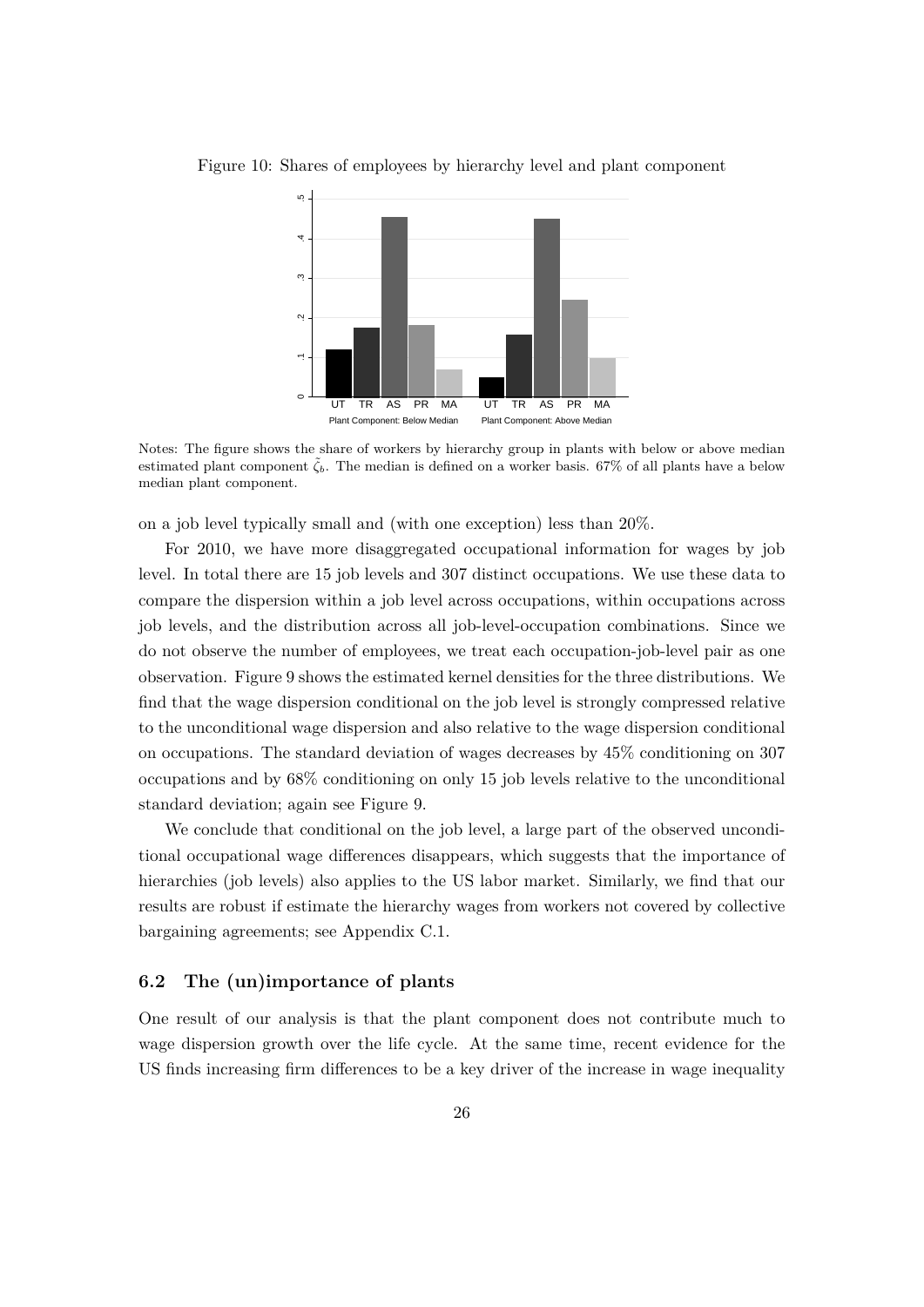Figure 10: Shares of employees by hierarchy level and plant component

Notes: The figure shows the share of workers by hierarchy group in plants with below or above median estimated plant component $\tilde{\zeta}_b$. The median is defined on a worker basis. 67% of all plants have a below median plant component.

on a job level typically small and (with one exception) less than 20%.

For 2010, we have more disaggregated occupational information for wages by job level. In total there are 15 job levels and 307 distinct occupations. We use these data to compare the dispersion within a job level across occupations, within occupations across job levels, and the distribution across all job-level-occupation combinations. Since we do not observe the number of employees, we treat each occupation-job-level pair as one observation. Figure 9 shows the estimated kernel densities for the three distributions. We find that the wage dispersion conditional on the job level is strongly compressed relative to the unconditional wage dispersion and also relative to the wage dispersion conditional on occupations. The standard deviation of wages decreases by 45% conditioning on 307 occupations and by 68% conditioning on only 15 job levels relative to the unconditional standard deviation; again see Figure 9.

We conclude that conditional on the job level, a large part of the observed unconditional occupational wage differences disappears, which suggests that the importance of hierarchies (job levels) also applies to the US labor market. Similarly, we find that our results are robust if estimate the hierarchy wages from workers not covered by collective bargaining agreements; see Appendix C.1.

### 6.2 The (un)importance of plants

One result of our analysis is that the plant component does not contribute much to wage dispersion growth over the life cycle. At the same time, recent evidence for the US finds increasing firm differences to be a key driver of the increase in wage inequality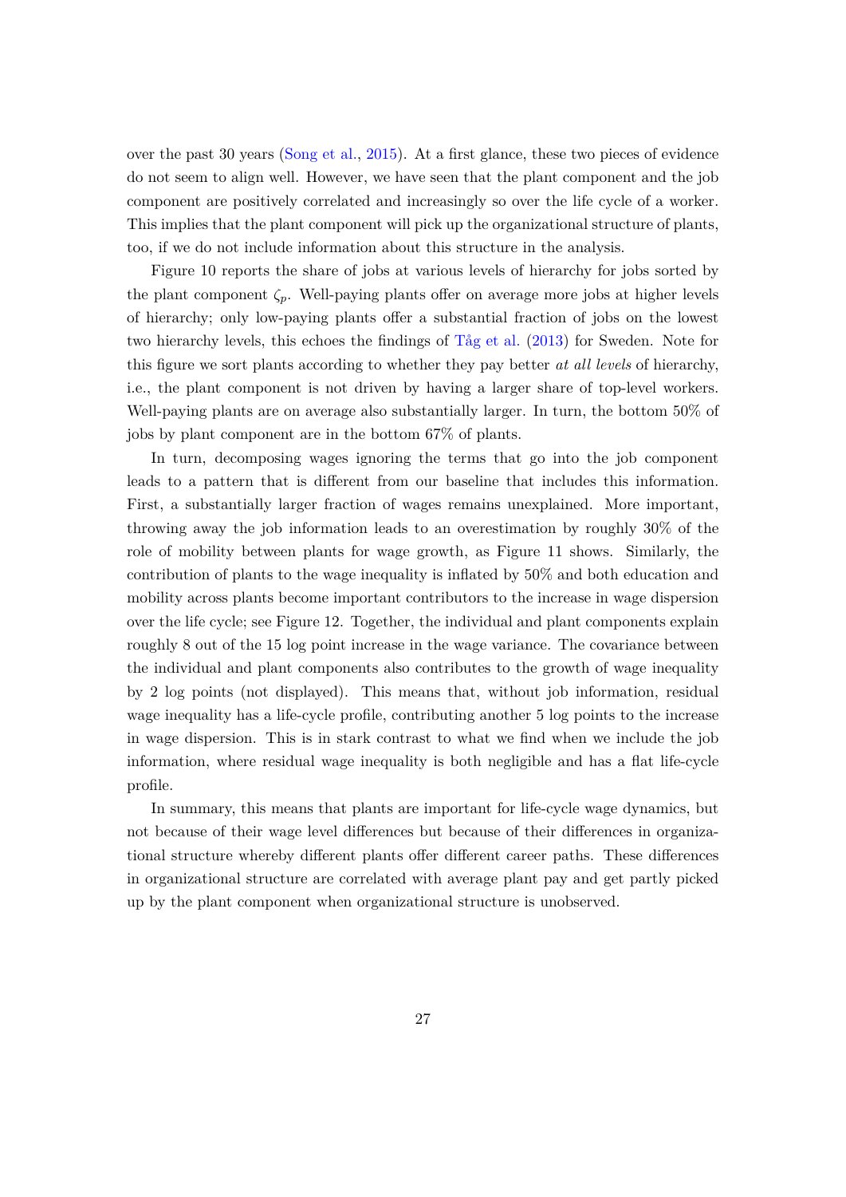over the past 30 years (Song et al., 2015). At a first glance, these two pieces of evidence do not seem to align well. However, we have seen that the plant component and the job component are positively correlated and increasingly so over the life cycle of a worker. This implies that the plant component will pick up the organizational structure of plants, too, if we do not include information about this structure in the analysis.

Figure 10 reports the share of jobs at various levels of hierarchy for jobs sorted by the plant component $\zeta_p$. Well-paying plants offer on average more jobs at higher levels of hierarchy; only low-paying plants offer a substantial fraction of jobs on the lowest two hierarchy levels, this echoes the findings of Tåg et al. (2013) for Sweden. Note for this figure we sort plants according to whether they pay better *at all levels* of hierarchy, i.e., the plant component is not driven by having a larger share of top-level workers. Well-paying plants are on average also substantially larger. In turn, the bottom 50% of jobs by plant component are in the bottom 67% of plants.

In turn, decomposing wages ignoring the terms that go into the job component leads to a pattern that is different from our baseline that includes this information. First, a substantially larger fraction of wages remains unexplained. More important, throwing away the job information leads to an overestimation by roughly 30% of the role of mobility between plants for wage growth, as Figure 11 shows. Similarly, the contribution of plants to the wage inequality is inflated by 50% and both education and mobility across plants become important contributors to the increase in wage dispersion over the life cycle; see Figure 12. Together, the individual and plant components explain roughly 8 out of the 15 log point increase in the wage variance. The covariance between the individual and plant components also contributes to the growth of wage inequality by 2 log points (not displayed). This means that, without job information, residual wage inequality has a life-cycle profile, contributing another 5 log points to the increase in wage dispersion. This is in stark contrast to what we find when we include the job information, where residual wage inequality is both negligible and has a flat life-cycle profile.

In summary, this means that plants are important for life-cycle wage dynamics, but not because of their wage level differences but because of their differences in organizational structure whereby different plants offer different career paths. These differences in organizational structure are correlated with average plant pay and get partly picked up by the plant component when organizational structure is unobserved.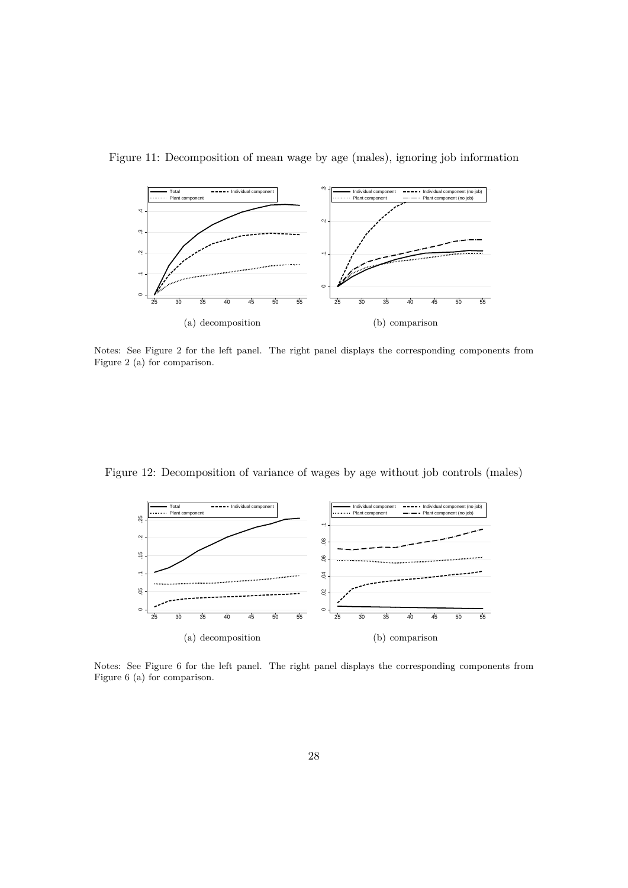Figure 11: Decomposition of mean wage by age (males), ignoring job information

(a) decomposition

(b) comparison

Notes: See Figure 2 for the left panel. The right panel displays the corresponding components from Figure 2 (a) for comparison.

Figure 12: Decomposition of variance of wages by age without job controls (males)

(a) decomposition

(b) comparison

Notes: See Figure 6 for the left panel. The right panel displays the corresponding components from Figure 6 (a) for comparison.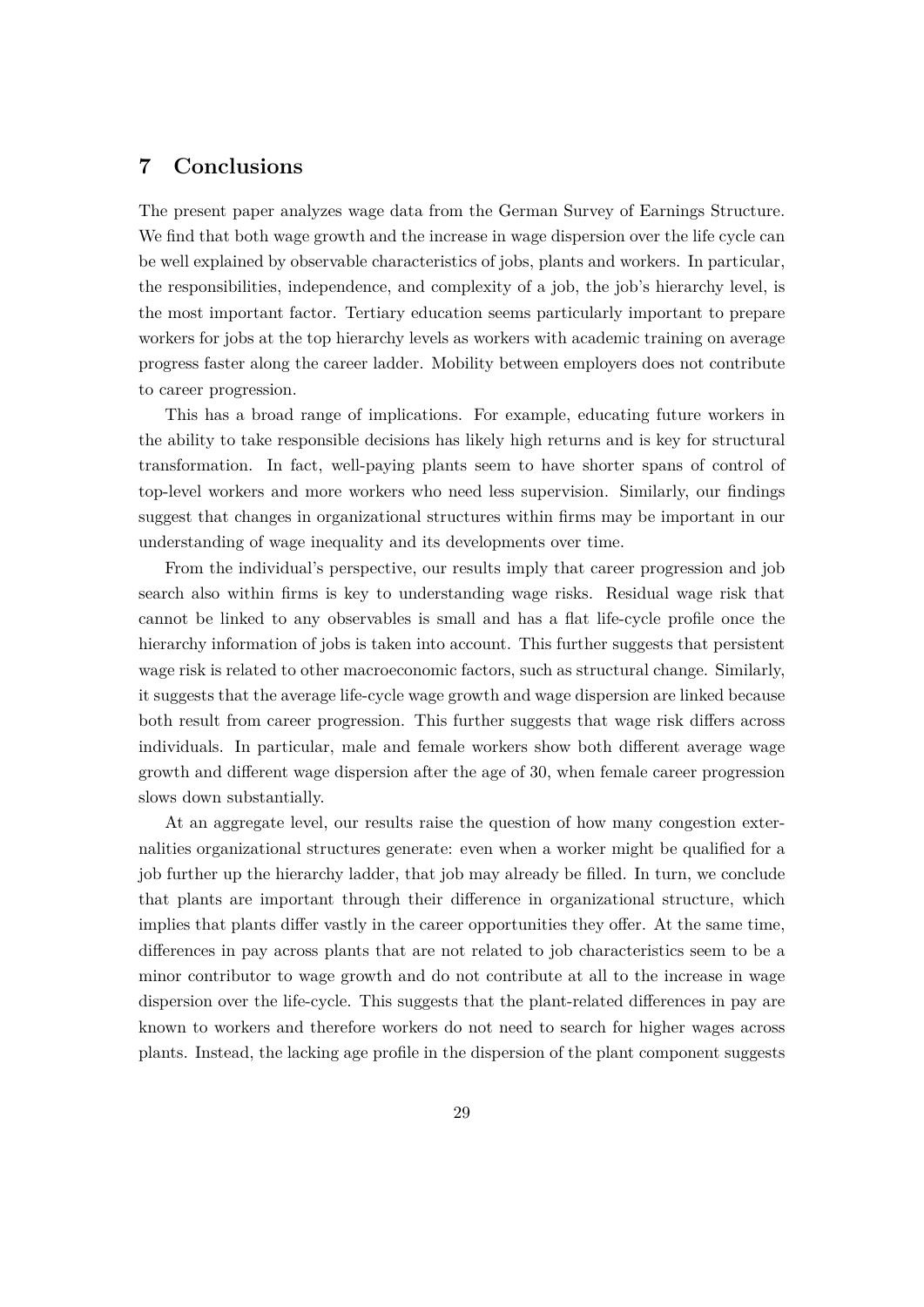## 7 Conclusions

The present paper analyzes wage data from the German Survey of Earnings Structure. We find that both wage growth and the increase in wage dispersion over the life cycle can be well explained by observable characteristics of jobs, plants and workers. In particular, the responsibilities, independence, and complexity of a job, the job's hierarchy level, is the most important factor. Tertiary education seems particularly important to prepare workers for jobs at the top hierarchy levels as workers with academic training on average progress faster along the career ladder. Mobility between employers does not contribute to career progression.

This has a broad range of implications. For example, educating future workers in the ability to take responsible decisions has likely high returns and is key for structural transformation. In fact, well-paying plants seem to have shorter spans of control of top-level workers and more workers who need less supervision. Similarly, our findings suggest that changes in organizational structures within firms may be important in our understanding of wage inequality and its developments over time.

From the individual's perspective, our results imply that career progression and job search also within firms is key to understanding wage risks. Residual wage risk that cannot be linked to any observables is small and has a flat life-cycle profile once the hierarchy information of jobs is taken into account. This further suggests that persistent wage risk is related to other macroeconomic factors, such as structural change. Similarly, it suggests that the average life-cycle wage growth and wage dispersion are linked because both result from career progression. This further suggests that wage risk differs across individuals. In particular, male and female workers show both different average wage growth and different wage dispersion after the age of 30, when female career progression slows down substantially.

At an aggregate level, our results raise the question of how many congestion externalities organizational structures generate: even when a worker might be qualified for a job further up the hierarchy ladder, that job may already be filled. In turn, we conclude that plants are important through their difference in organizational structure, which implies that plants differ vastly in the career opportunities they offer. At the same time, differences in pay across plants that are not related to job characteristics seem to be a minor contributor to wage growth and do not contribute at all to the increase in wage dispersion over the life-cycle. This suggests that the plant-related differences in pay are known to workers and therefore workers do not need to search for higher wages across plants. Instead, the lacking age profile in the dispersion of the plant component suggests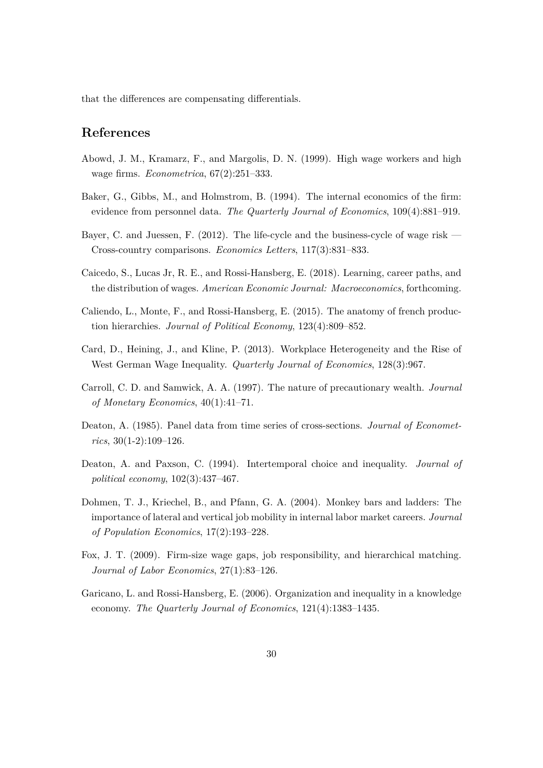that the differences are compensating differentials.

## References

Abowd, J. M., Kramarz, F., and Margolis, D. N. (1999). High wage workers and high wage firms. *Econometrica*, 67(2):251–333.

Baker, G., Gibbs, M., and Holmstrom, B. (1994). The internal economics of the firm: evidence from personnel data. *The Quarterly Journal of Economics*, 109(4):881–919.

Bayer, C. and Juessen, F. (2012). The life-cycle and the business-cycle of wage risk — Cross-country comparisons. *Economics Letters*, 117(3):831–833.

Caicedo, S., Lucas Jr, R. E., and Rossi-Hansberg, E. (2018). Learning, career paths, and the distribution of wages. *American Economic Journal: Macroeconomics*, forthcoming.

Caliendo, L., Monte, F., and Rossi-Hansberg, E. (2015). The anatomy of french production hierarchies. *Journal of Political Economy*, 123(4):809–852.

Card, D., Heining, J., and Kline, P. (2013). Workplace Heterogeneity and the Rise of West German Wage Inequality. *Quarterly Journal of Economics*, 128(3):967.

Carroll, C. D. and Samwick, A. A. (1997). The nature of precautionary wealth. *Journal of Monetary Economics*, 40(1):41–71.

Deaton, A. (1985). Panel data from time series of cross-sections. *Journal of Econometrics*, 30(1-2):109–126.

Deaton, A. and Paxson, C. (1994). Intertemporal choice and inequality. *Journal of political economy*, 102(3):437–467.

Dohmen, T. J., Kriechel, B., and Pfann, G. A. (2004). Monkey bars and ladders: The importance of lateral and vertical job mobility in internal labor market careers. *Journal of Population Economics*, 17(2):193–228.

Fox, J. T. (2009). Firm-size wage gaps, job responsibility, and hierarchical matching. *Journal of Labor Economics*, 27(1):83–126.

Garicano, L. and Rossi-Hansberg, E. (2006). Organization and inequality in a knowledge economy. *The Quarterly Journal of Economics*, 121(4):1383–1435.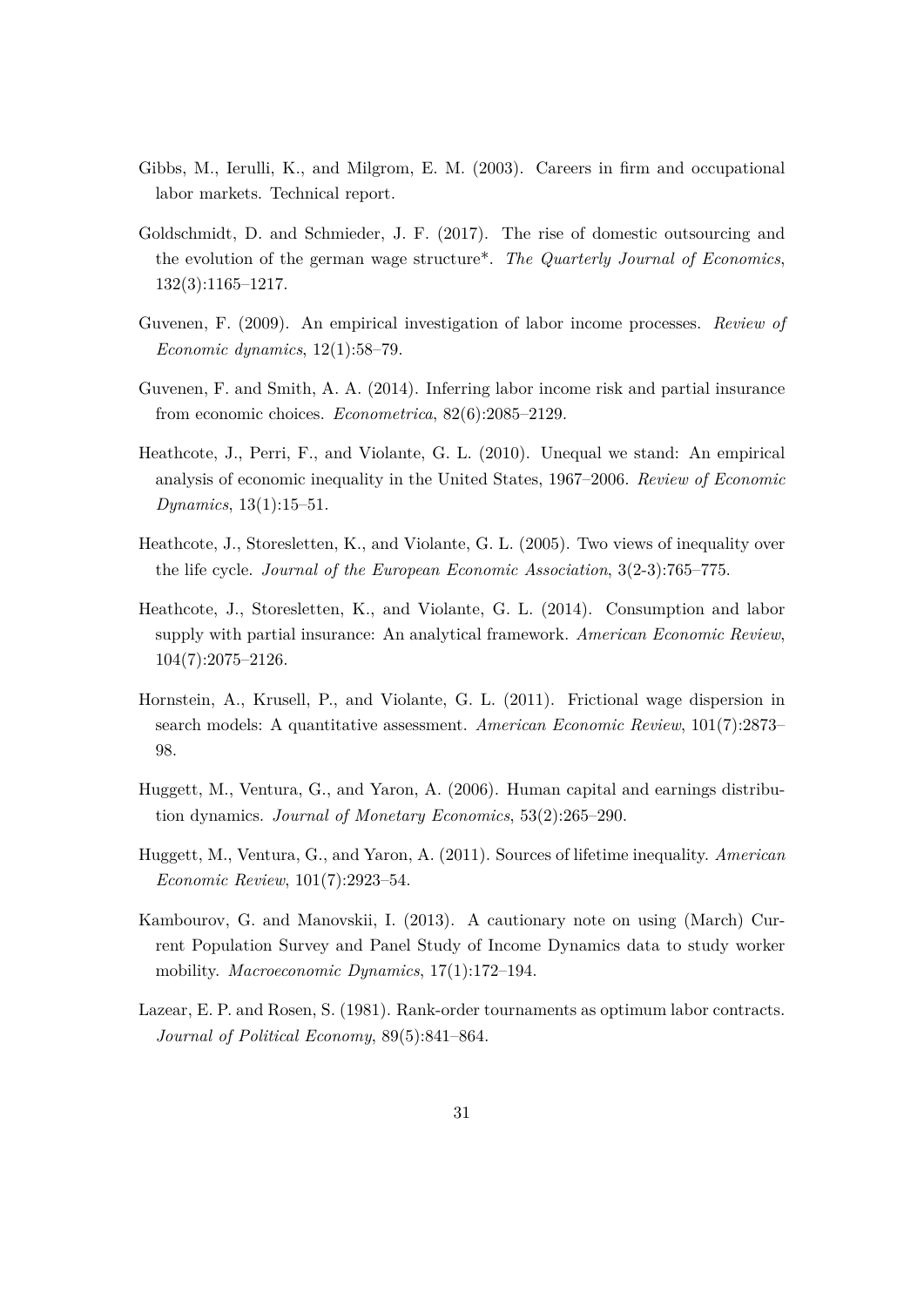Gibbs, M., Ierulli, K., and Milgrom, E. M. (2003). Careers in firm and occupational labor markets. Technical report.

Goldschmidt, D. and Schmieder, J. F. (2017). The rise of domestic outsourcing and the evolution of the german wage structure*. *The Quarterly Journal of Economics*, 132(3):1165–1217.

Guvenen, F. (2009). An empirical investigation of labor income processes. *Review of Economic dynamics*, 12(1):58–79.

Guvenen, F. and Smith, A. A. (2014). Inferring labor income risk and partial insurance from economic choices. *Econometrica*, 82(6):2085–2129.

Heathcote, J., Perri, F., and Violante, G. L. (2010). Unequal we stand: An empirical analysis of economic inequality in the United States, 1967–2006. *Review of Economic Dynamics*, 13(1):15–51.

Heathcote, J., Storesletten, K., and Violante, G. L. (2005). Two views of inequality over the life cycle. *Journal of the European Economic Association*, 3(2-3):765–775.

Heathcote, J., Storesletten, K., and Violante, G. L. (2014). Consumption and labor supply with partial insurance: An analytical framework. *American Economic Review*, 104(7):2075–2126.

Hornstein, A., Krusell, P., and Violante, G. L. (2011). Frictional wage dispersion in search models: A quantitative assessment. *American Economic Review*, 101(7):2873–98.

Huggett, M., Ventura, G., and Yaron, A. (2006). Human capital and earnings distribution dynamics. *Journal of Monetary Economics*, 53(2):265–290.

Huggett, M., Ventura, G., and Yaron, A. (2011). Sources of lifetime inequality. *American Economic Review*, 101(7):2923–54.

Kambourov, G. and Manovskii, I. (2013). A cautionary note on using (March) Current Population Survey and Panel Study of Income Dynamics data to study worker mobility. *Macroeconomic Dynamics*, 17(1):172–194.

Lazear, E. P. and Rosen, S. (1981). Rank-order tournaments as optimum labor contracts. *Journal of Political Economy*, 89(5):841–864.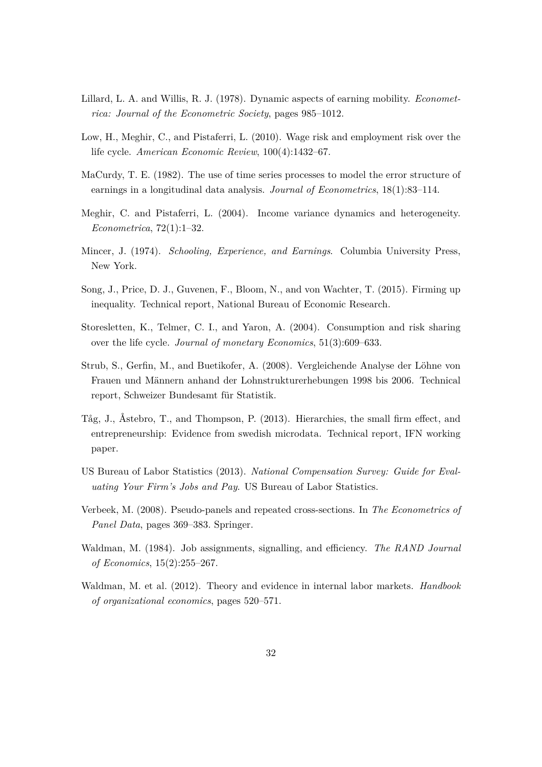Lillard, L. A. and Willis, R. J. (1978). Dynamic aspects of earning mobility. *Econometrica: Journal of the Econometric Society*, pages 985–1012.

Low, H., Meghir, C., and Pistaferri, L. (2010). Wage risk and employment risk over the life cycle. *American Economic Review*, 100(4):1432–67.

MaCurdy, T. E. (1982). The use of time series processes to model the error structure of earnings in a longitudinal data analysis. *Journal of Econometrics*, 18(1):83–114.

Meghir, C. and Pistaferri, L. (2004). Income variance dynamics and heterogeneity. *Econometrica*, 72(1):1–32.

Mincer, J. (1974). *Schooling, Experience, and Earnings*. Columbia University Press, New York.

Song, J., Price, D. J., Guvenen, F., Bloom, N., and von Wachter, T. (2015). Firming up inequality. Technical report, National Bureau of Economic Research.

Storesletten, K., Telmer, C. I., and Yaron, A. (2004). Consumption and risk sharing over the life cycle. *Journal of monetary Economics*, 51(3):609–633.

Strub, S., Gerfin, M., and Buetikofer, A. (2008). Vergleichende Analyse der Löhne von Frauen und Männern anhand der Lohnstrukturerhebungen 1998 bis 2006. Technical report, Schweizer Bundesamt für Statistik.

Tåg, J., Åstebro, T., and Thompson, P. (2013). Hierarchies, the small firm effect, and entrepreneurship: Evidence from swedish microdata. Technical report, IFN working paper.

US Bureau of Labor Statistics (2013). *National Compensation Survey: Guide for Evaluating Your Firm's Jobs and Pay*. US Bureau of Labor Statistics.

Verbeek, M. (2008). Pseudo-panels and repeated cross-sections. In *The Econometrics of Panel Data*, pages 369–383. Springer.

Waldman, M. (1984). Job assignments, signalling, and efficiency. *The RAND Journal of Economics*, 15(2):255–267.

Waldman, M. et al. (2012). Theory and evidence in internal labor markets. *Handbook of organizational economics*, pages 520–571.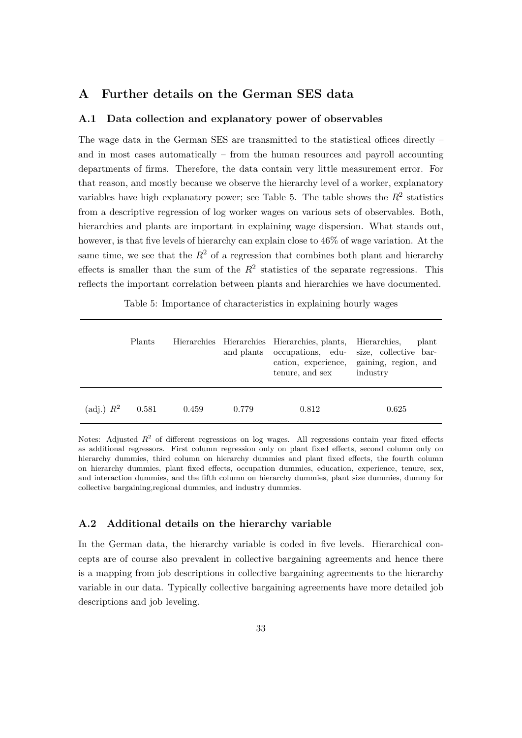# A Further details on the German SES data

## A.1 Data collection and explanatory power of observables

The wage data in the German SES are transmitted to the statistical offices directly – and in most cases automatically – from the human resources and payroll accounting departments of firms. Therefore, the data contain very little measurement error. For that reason, and mostly because we observe the hierarchy level of a worker, explanatory variables have high explanatory power; see Table 5. The table shows the $R^2$ statistics from a descriptive regression of log worker wages on various sets of observables. Both, hierarchies and plants are important in explaining wage dispersion. What stands out, however, is that five levels of hierarchy can explain close to 46% of wage variation. At the same time, we see that the $R^2$ of a regression that combines both plant and hierarchy effects is smaller than the sum of the $R^2$ statistics of the separate regressions. This reflects the important correlation between plants and hierarchies we have documented.

Table 5: Importance of characteristics in explaining hourly wages

| | Plants | Hierarchies | Hierarchies and plants | Hierarchies, plants, occupations, education, experience, tenure, and sex | Hierarchies, plant size, collective bargaining, region, and industry |
|---|---|---|---|---|---|
| (adj.) $R^2$ | 0.581 | 0.459 | 0.779 | 0.812 | 0.625 |

Notes: Adjusted $R^2$ of different regressions on log wages. All regressions contain year fixed effects as additional regressors. First column regression only on plant fixed effects, second column only on hierarchy dummies, third column on hierarchy dummies and plant fixed effects, the fourth column on hierarchy dummies, plant fixed effects, occupation dummies, education, experience, tenure, sex, and interaction dummies, and the fifth column on hierarchy dummies, plant size dummies, dummy for collective bargaining,regional dummies, and industry dummies.

## A.2 Additional details on the hierarchy variable

In the German data, the hierarchy variable is coded in five levels. Hierarchical concepts are of course also prevalent in collective bargaining agreements and hence there is a mapping from job descriptions in collective bargaining agreements to the hierarchy variable in our data. Typically collective bargaining agreements have more detailed job descriptions and job leveling.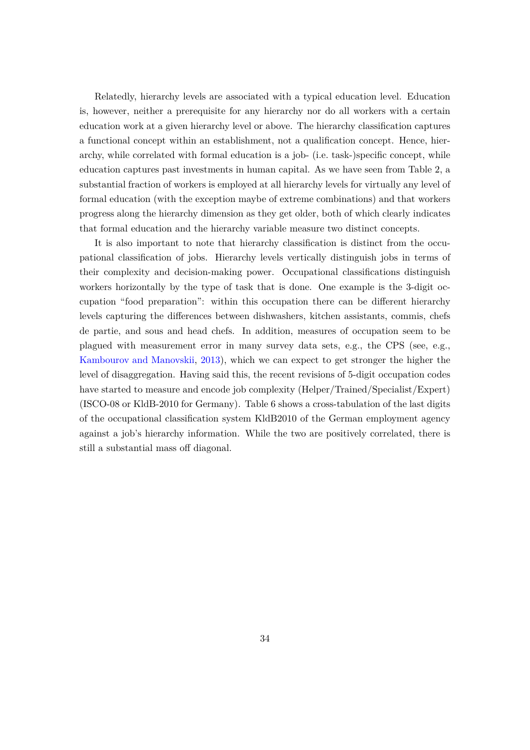Relatedly, hierarchy levels are associated with a typical education level. Education is, however, neither a prerequisite for any hierarchy nor do all workers with a certain education work at a given hierarchy level or above. The hierarchy classification captures a functional concept within an establishment, not a qualification concept. Hence, hierarchy, while correlated with formal education is a job- (i.e. task-)specific concept, while education captures past investments in human capital. As we have seen from Table 2, a substantial fraction of workers is employed at all hierarchy levels for virtually any level of formal education (with the exception maybe of extreme combinations) and that workers progress along the hierarchy dimension as they get older, both of which clearly indicates that formal education and the hierarchy variable measure two distinct concepts.

It is also important to note that hierarchy classification is distinct from the occupational classification of jobs. Hierarchy levels vertically distinguish jobs in terms of their complexity and decision-making power. Occupational classifications distinguish workers horizontally by the type of task that is done. One example is the 3-digit occupation "food preparation": within this occupation there can be different hierarchy levels capturing the differences between dishwashers, kitchen assistants, commis, chefs de partie, and sous and head chefs. In addition, measures of occupation seem to be plagued with measurement error in many survey data sets, e.g., the CPS (see, e.g., Kambourov and Manovskii, 2013), which we can expect to get stronger the higher the level of disaggregation. Having said this, the recent revisions of 5-digit occupation codes have started to measure and encode job complexity (Helper/Trained/Specialist/Expert) (ISCO-08 or KldB-2010 for Germany). Table 6 shows a cross-tabulation of the last digits of the occupational classification system KldB2010 of the German employment agency against a job's hierarchy information. While the two are positively correlated, there is still a substantial mass off diagonal.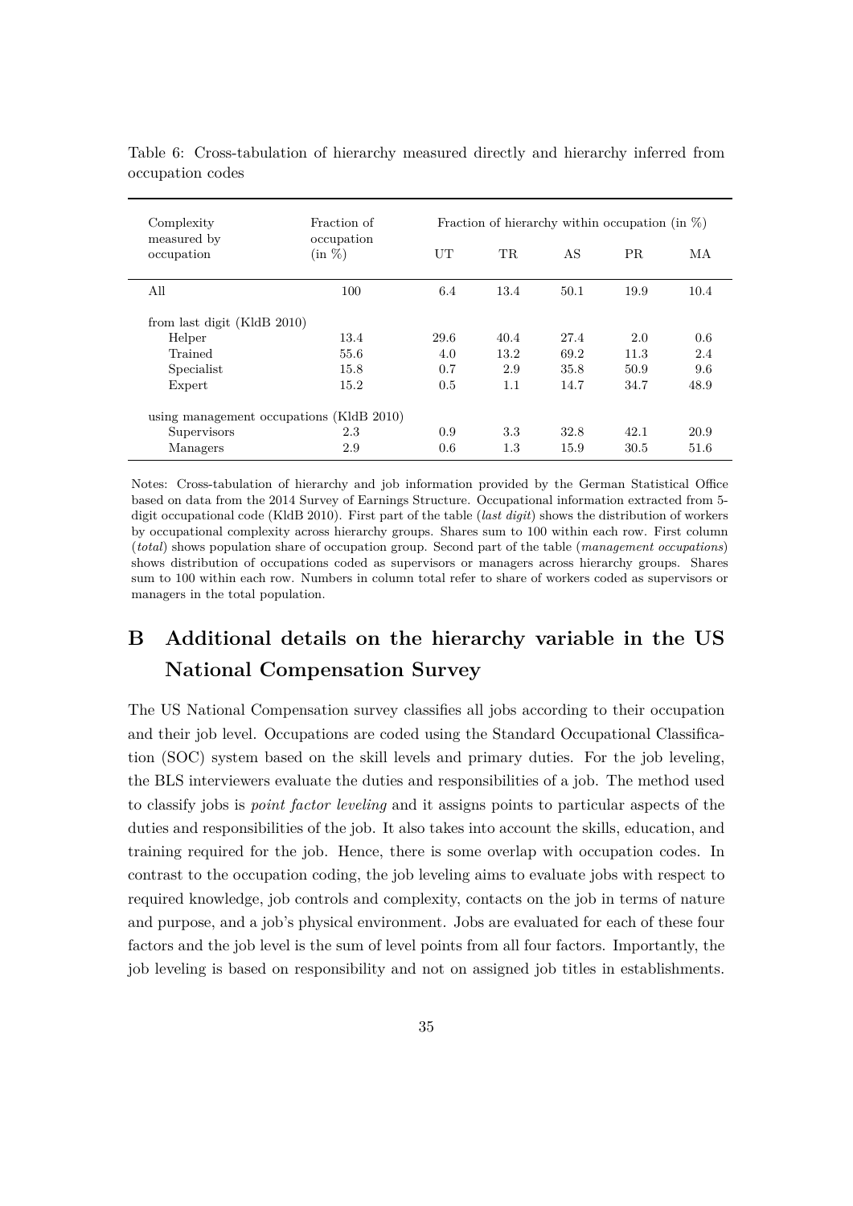Table 6: Cross-tabulation of hierarchy measured directly and hierarchy inferred from occupation codes

| Complexity measured by occupation | Fraction of occupation (in %) | Fraction of hierarchy within occupation (in %) | | | | |
|---|---|---|---|---|---|---|
| | | UT | TR | AS | PR | MA |
| All | 100 | 6.4 | 13.4 | 50.1 | 19.9 | 10.4 |
| from last digit (KldB 2010) | | | | | | |
| Helper | 13.4 | 29.6 | 40.4 | 27.4 | 2.0 | 0.6 |
| Trained | 55.6 | 4.0 | 13.2 | 69.2 | 11.3 | 2.4 |
| Specialist | 15.8 | 0.7 | 2.9 | 35.8 | 50.9 | 9.6 |
| Expert | 15.2 | 0.5 | 1.1 | 14.7 | 34.7 | 48.9 |
| using management occupations (KldB 2010) | | | | | | |
| Supervisors | 2.3 | 0.9 | 3.3 | 32.8 | 42.1 | 20.9 |
| Managers | 2.9 | 0.6 | 1.3 | 15.9 | 30.5 | 51.6 |

Notes: Cross-tabulation of hierarchy and job information provided by the German Statistical Office based on data from the 2014 Survey of Earnings Structure. Occupational information extracted from 5-digit occupational code (KldB 2010). First part of the table (*last digit*) shows the distribution of workers by occupational complexity across hierarchy groups. Shares sum to 100 within each row. First column (*total*) shows population share of occupation group. Second part of the table (*management occupations*) shows distribution of occupations coded as supervisors or managers across hierarchy groups. Shares sum to 100 within each row. Numbers in column total refer to share of workers coded as supervisors or managers in the total population.

# B Additional details on the hierarchy variable in the US National Compensation Survey

The US National Compensation survey classifies all jobs according to their occupation and their job level. Occupations are coded using the Standard Occupational Classification (SOC) system based on the skill levels and primary duties. For the job leveling, the BLS interviewers evaluate the duties and responsibilities of a job. The method used to classify jobs is *point factor leveling* and it assigns points to particular aspects of the duties and responsibilities of the job. It also takes into account the skills, education, and training required for the job. Hence, there is some overlap with occupation codes. In contrast to the occupation coding, the job leveling aims to evaluate jobs with respect to required knowledge, job controls and complexity, contacts on the job in terms of nature and purpose, and a job's physical environment. Jobs are evaluated for each of these four factors and the job level is the sum of level points from all four factors. Importantly, the job leveling is based on responsibility and not on assigned job titles in establishments.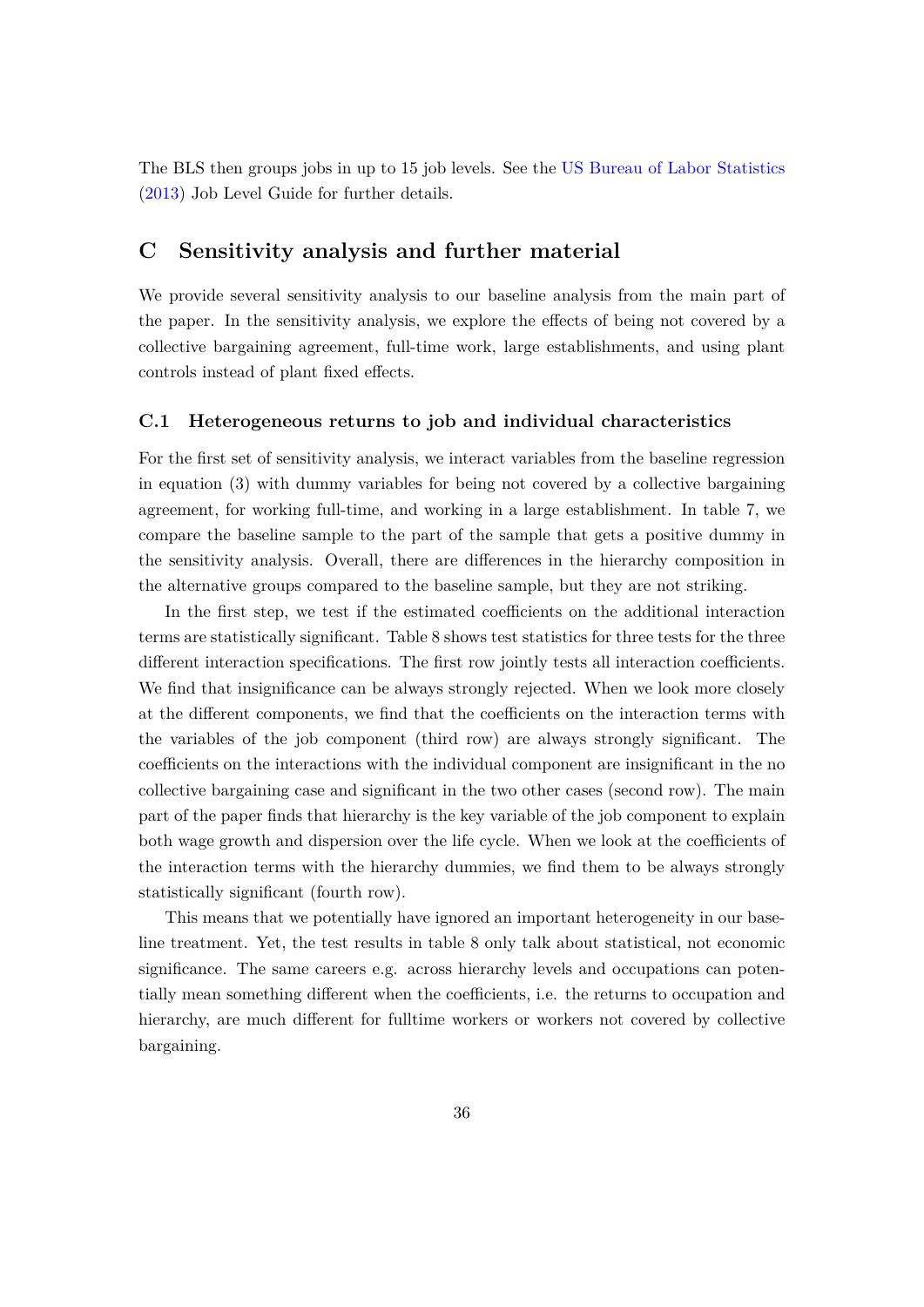The BLS then groups jobs in up to 15 job levels. See the US Bureau of Labor Statistics (2013) Job Level Guide for further details.

# C Sensitivity analysis and further material

We provide several sensitivity analysis to our baseline analysis from the main part of the paper. In the sensitivity analysis, we explore the effects of being not covered by a collective bargaining agreement, full-time work, large establishments, and using plant controls instead of plant fixed effects.

## C.1 Heterogeneous returns to job and individual characteristics

For the first set of sensitivity analysis, we interact variables from the baseline regression in equation (3) with dummy variables for being not covered by a collective bargaining agreement, for working full-time, and working in a large establishment. In table 7, we compare the baseline sample to the part of the sample that gets a positive dummy in the sensitivity analysis. Overall, there are differences in the hierarchy composition in the alternative groups compared to the baseline sample, but they are not striking.

In the first step, we test if the estimated coefficients on the additional interaction terms are statistically significant. Table 8 shows test statistics for three tests for the three different interaction specifications. The first row jointly tests all interaction coefficients. We find that insignificance can be always strongly rejected. When we look more closely at the different components, we find that the coefficients on the interaction terms with the variables of the job component (third row) are always strongly significant. The coefficients on the interactions with the individual component are insignificant in the no collective bargaining case and significant in the two other cases (second row). The main part of the paper finds that hierarchy is the key variable of the job component to explain both wage growth and dispersion over the life cycle. When we look at the coefficients of the interaction terms with the hierarchy dummies, we find them to be always strongly statistically significant (fourth row).

This means that we potentially have ignored an important heterogeneity in our baseline treatment. Yet, the test results in table 8 only talk about statistical, not economic significance. The same careers e.g. across hierarchy levels and occupations can potentially mean something different when the coefficients, i.e. the returns to occupation and hierarchy, are much different for fulltime workers or workers not covered by collective bargaining.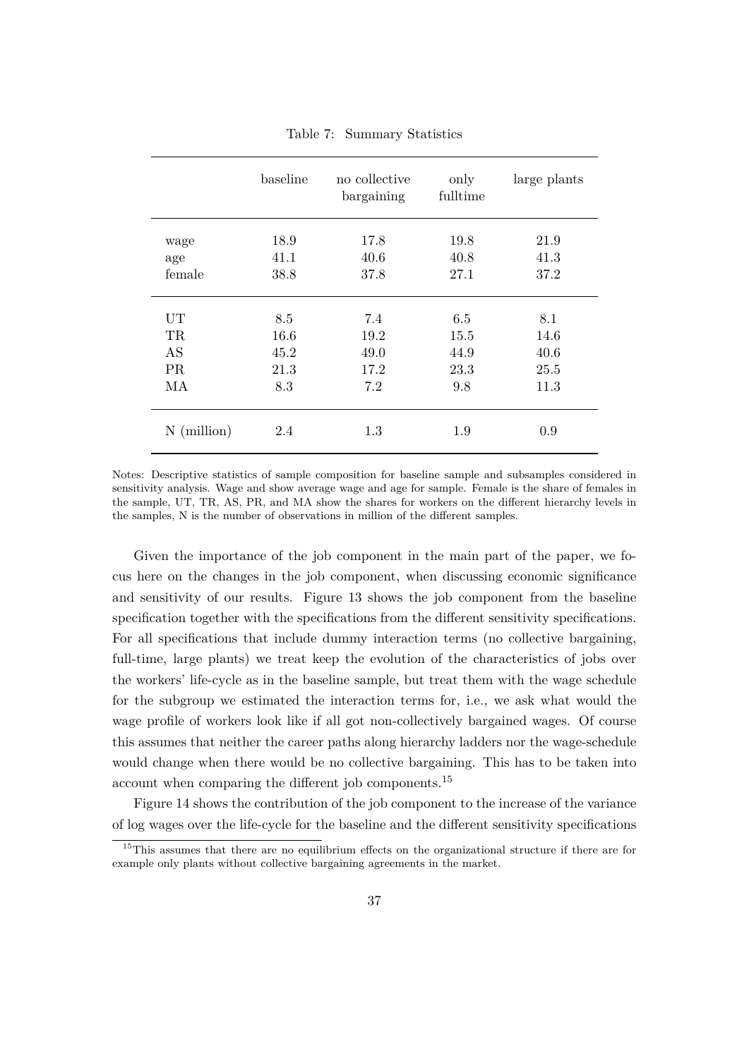Table 7: Summary Statistics

| | baseline | no collective bargaining | only fulltime | large plants |
|---|---|---|---|---|
| wage | 18.9 | 17.8 | 19.8 | 21.9 |
| age | 41.1 | 40.6 | 40.8 | 41.3 |
| female | 38.8 | 37.8 | 27.1 | 37.2 |
| UT | 8.5 | 7.4 | 6.5 | 8.1 |
| TR | 16.6 | 19.2 | 15.5 | 14.6 |
| AS | 45.2 | 49.0 | 44.9 | 40.6 |
| PR | 21.3 | 17.2 | 23.3 | 25.5 |
| MA | 8.3 | 7.2 | 9.8 | 11.3 |
| N (million) | 2.4 | 1.3 | 1.9 | 0.9 |

Notes: Descriptive statistics of sample composition for baseline sample and subsamples considered in sensitivity analysis. Wage and show average wage and age for sample. Female is the share of females in the sample, UT, TR, AS, PR, and MA show the shares for workers on the different hierarchy levels in the samples, N is the number of observations in million of the different samples.

Given the importance of the job component in the main part of the paper, we focus here on the changes in the job component, when discussing economic significance and sensitivity of our results. Figure 13 shows the job component from the baseline specification together with the specifications from the different sensitivity specifications. For all specifications that include dummy interaction terms (no collective bargaining, full-time, large plants) we treat keep the evolution of the characteristics of jobs over the workers' life-cycle as in the baseline sample, but treat them with the wage schedule for the subgroup we estimated the interaction terms for, i.e., we ask what would the wage profile of workers look like if all got non-collectively bargained wages. Of course this assumes that neither the career paths along hierarchy ladders nor the wage-schedule would change when there would be no collective bargaining. This has to be taken into account when comparing the different job components.[15]

Figure 14 shows the contribution of the job component to the increase of the variance of log wages over the life-cycle for the baseline and the different sensitivity specifications

[15] This assumes that there are no equilibrium effects on the organizational structure if there are for example only plants without collective bargaining agreements in the market.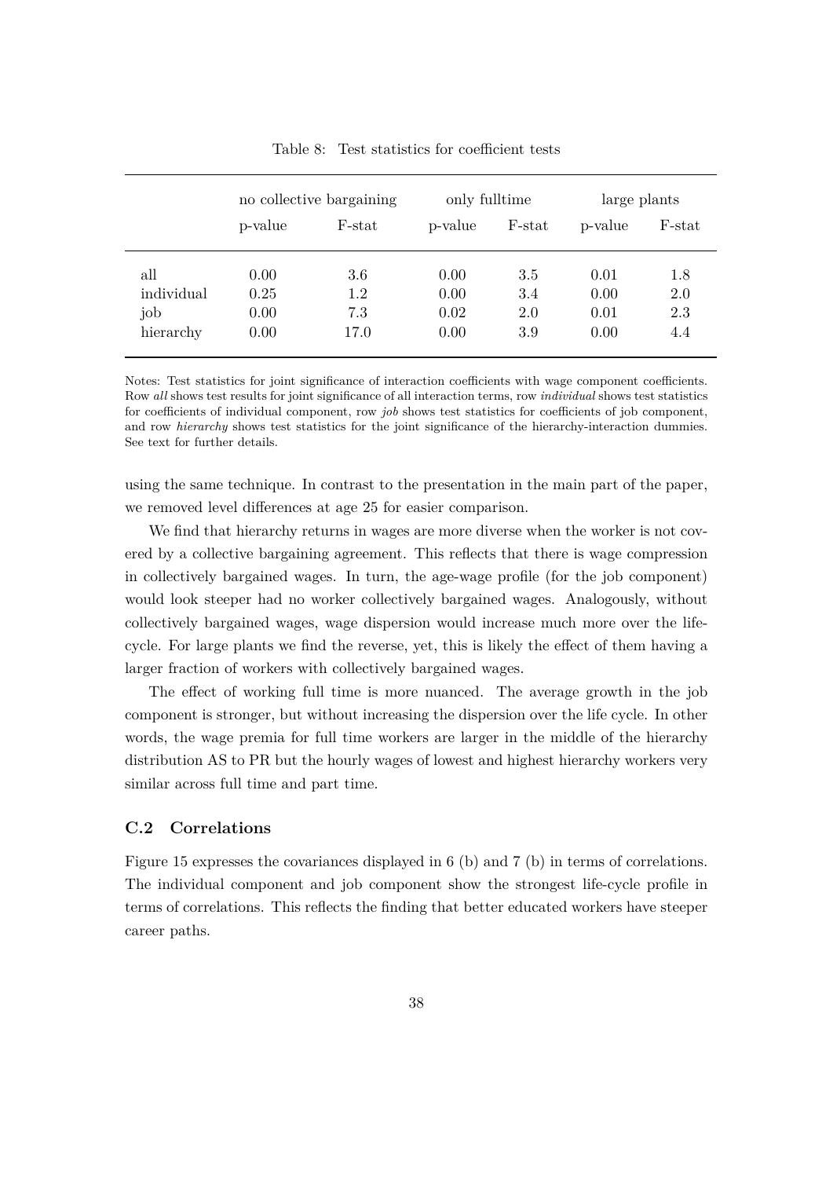Table 8: Test statistics for coefficient tests

| | no collective bargaining | | only fulltime | | large plants | |
|---|---|---|---|---|---|---|
| | p-value | F-stat | p-value | F-stat | p-value | F-stat |
| all | 0.00 | 3.6 | 0.00 | 3.5 | 0.01 | 1.8 |
| individual | 0.25 | 1.2 | 0.00 | 3.4 | 0.00 | 2.0 |
| job | 0.00 | 7.3 | 0.02 | 2.0 | 0.01 | 2.3 |
| hierarchy | 0.00 | 17.0 | 0.00 | 3.9 | 0.00 | 4.4 |

Notes: Test statistics for joint significance of interaction coefficients with wage component coefficients. Row *all* shows test results for joint significance of all interaction terms, row *individual* shows test statistics for coefficients of individual component, row *job* shows test statistics for coefficients of job component, and row *hierarchy* shows test statistics for the joint significance of the hierarchy-interaction dummies. See text for further details.

using the same technique. In contrast to the presentation in the main part of the paper, we removed level differences at age 25 for easier comparison.

We find that hierarchy returns in wages are more diverse when the worker is not covered by a collective bargaining agreement. This reflects that there is wage compression in collectively bargained wages. In turn, the age-wage profile (for the job component) would look steeper had no worker collectively bargained wages. Analogously, without collectively bargained wages, wage dispersion would increase much more over the life-cycle. For large plants we find the reverse, yet, this is likely the effect of them having a larger fraction of workers with collectively bargained wages.

The effect of working full time is more nuanced. The average growth in the job component is stronger, but without increasing the dispersion over the life cycle. In other words, the wage premia for full time workers are larger in the middle of the hierarchy distribution AS to PR but the hourly wages of lowest and highest hierarchy workers very similar across full time and part time.

### C.2 Correlations

Figure 15 expresses the covariances displayed in 6 (b) and 7 (b) in terms of correlations. The individual component and job component show the strongest life-cycle profile in terms of correlations. This reflects the finding that better educated workers have steeper career paths.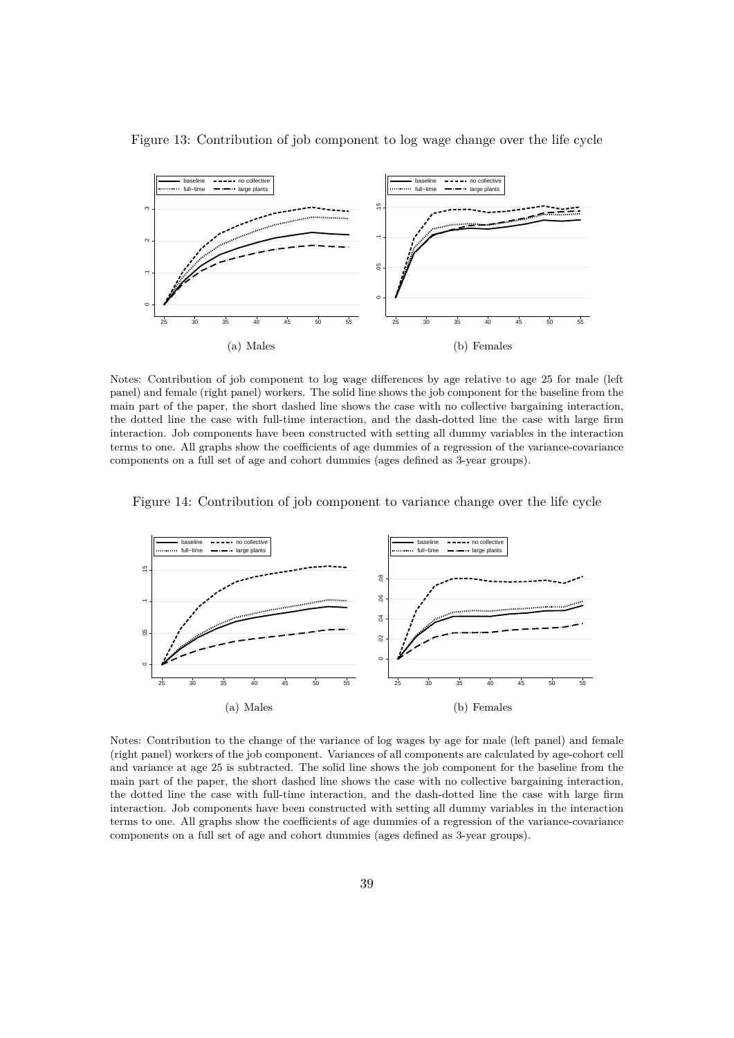Figure 13: Contribution of job component to log wage change over the life cycle

(a) Males

(b) Females

Notes: Contribution of job component to log wage differences by age relative to age 25 for male (left panel) and female (right panel) workers. The solid line shows the job component for the baseline from the main part of the paper, the short dashed line shows the case with no collective bargaining interaction, the dotted line the case with full-time interaction, and the dash-dotted line the case with large firm interaction. Job components have been constructed with setting all dummy variables in the interaction terms to one. All graphs show the coefficients of age dummies of a regression of the variance-covariance components on a full set of age and cohort dummies (ages defined as 3-year groups).

Figure 14: Contribution of job component to variance change over the life cycle

(a) Males

(b) Females

Notes: Contribution to the change of the variance of log wages by age for male (left panel) and female (right panel) workers of the job component. Variances of all components are calculated by age-cohort cell and variance at age 25 is subtracted. The solid line shows the job component for the baseline from the main part of the paper, the short dashed line shows the case with no collective bargaining interaction, the dotted line the case with full-time interaction, and the dash-dotted line the case with large firm interaction. Job components have been constructed with setting all dummy variables in the interaction terms to one. All graphs show the coefficients of age dummies of a regression of the variance-covariance components on a full set of age and cohort dummies (ages defined as 3-year groups).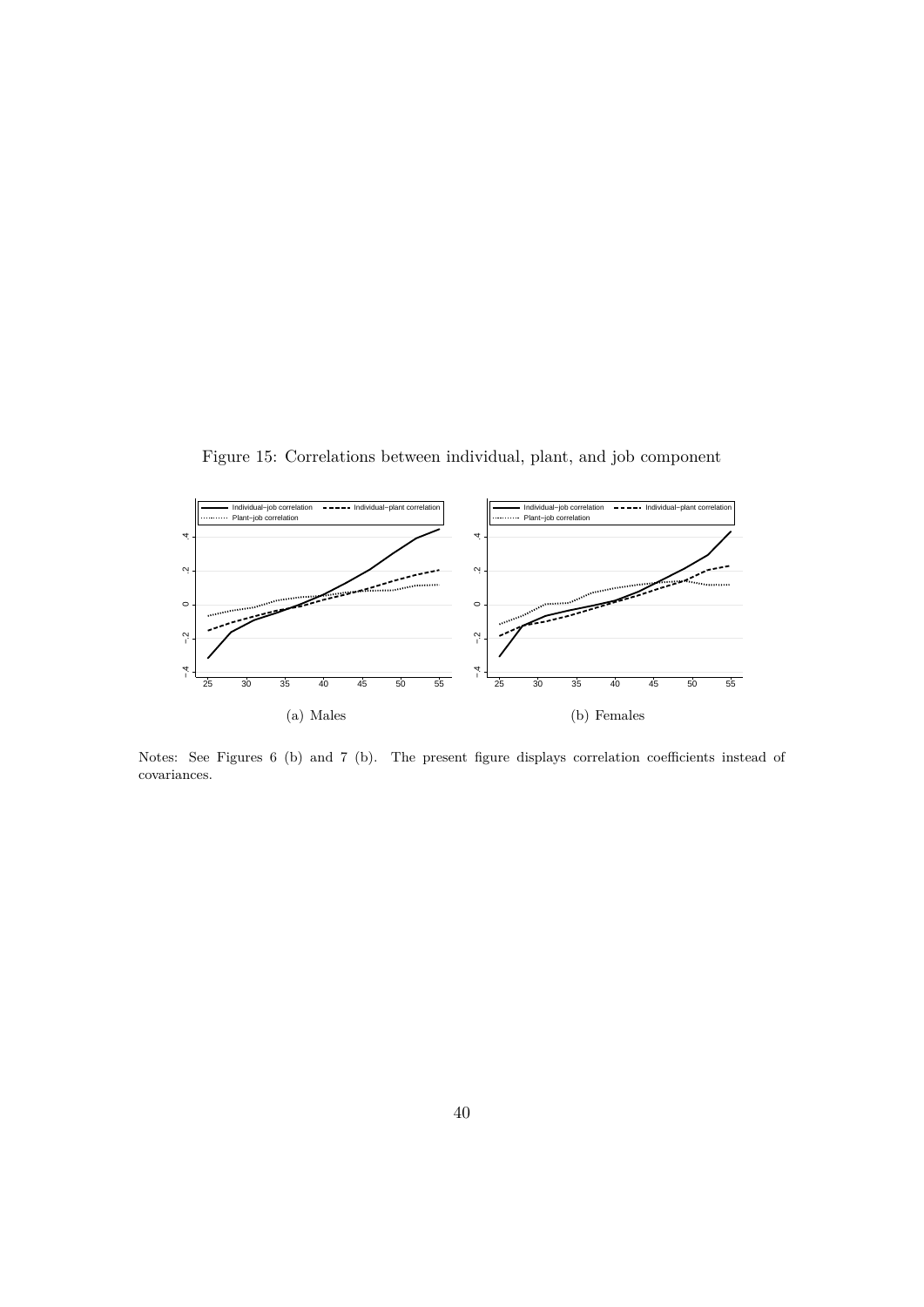Figure 15: Correlations between individual, plant, and job component

Individual−job correlation
Individual−plant correlation
Plant−job correlation

−.4
−.2
0
.2
.4

25 30 35 40 45 50 55

(a) Males

Individual−job correlation
Individual−plant correlation
Plant−job correlation

−.4
−.2
0
.2
.4

25 30 35 40 45 50 55

(b) Females

Notes: See Figures 6 (b) and 7 (b). The present figure displays correlation coefficients instead of covariances.